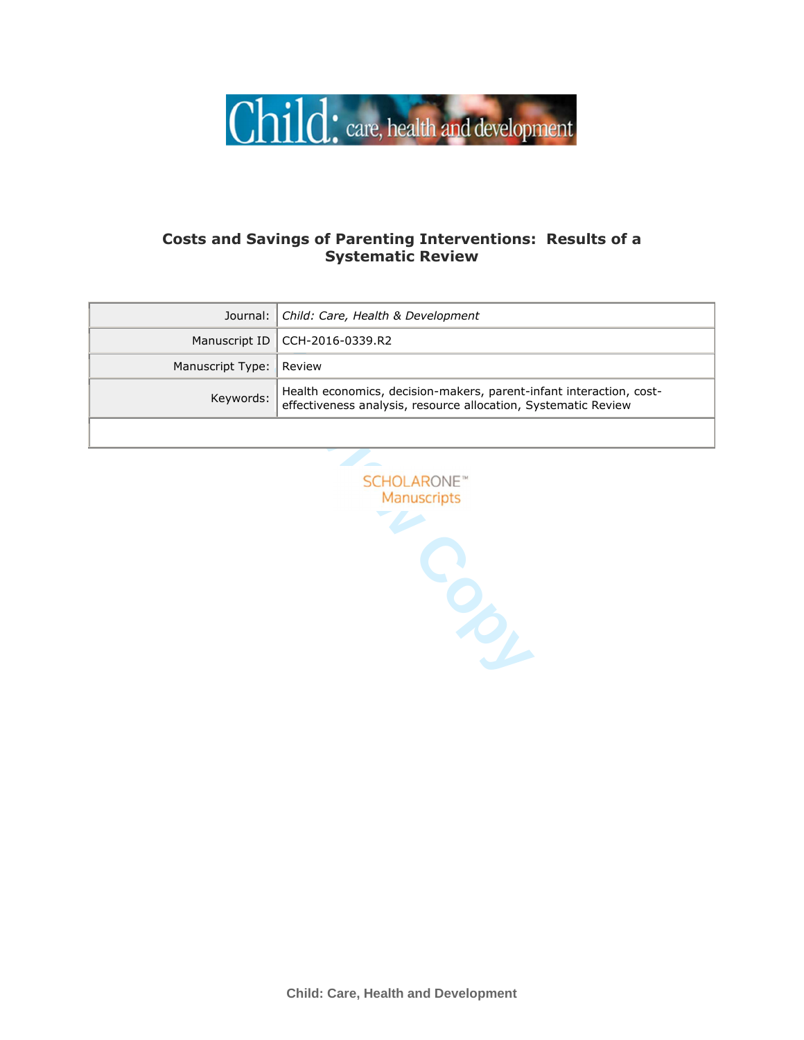# Costs and Savings of Parenting Interventions: Results of a Systematic Review

| | |
|---|---|
| Journal: | *Child: Care, Health & Development* |
| Manuscript ID | CCH-2016-0339.R2 |
| Manuscript Type: | Review |
| Keywords: | Health economics, decision-makers, parent-infant interaction, cost-effectiveness analysis, resource allocation, Systematic Review |
| | |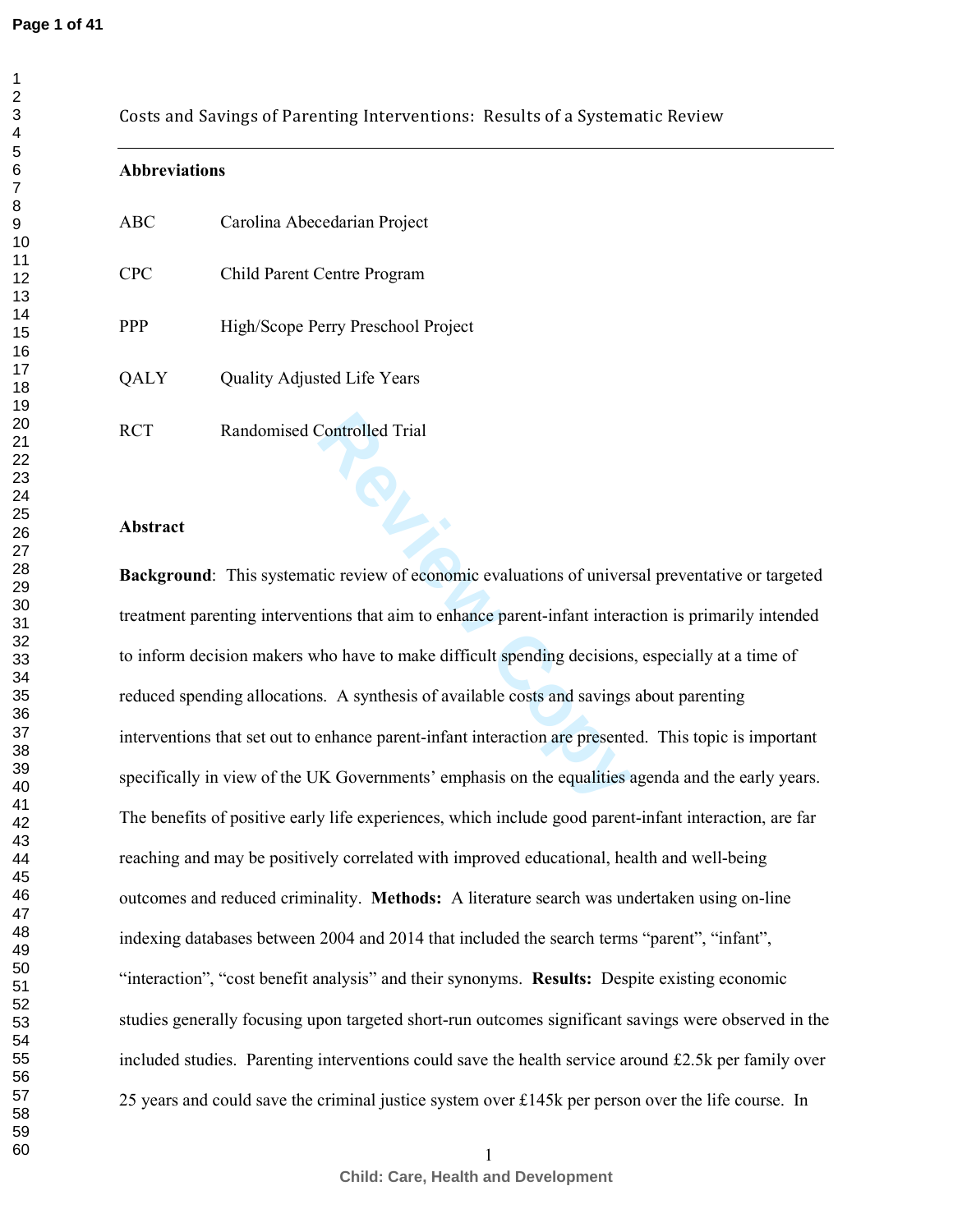Costs and Savings of Parenting Interventions: Results of a Systematic Review

---

**Abbreviations**

| | |
|---|---|
| ABC | Carolina Abecedarian Project |
| CPC | Child Parent Centre Program |
| PPP | High/Scope Perry Preschool Project |
| QALY | Quality Adjusted Life Years |
| RCT | Randomised Controlled Trial |

**Abstract**

**Background**: This systematic review of economic evaluations of universal preventative or targeted treatment parenting interventions that aim to enhance parent-infant interaction is primarily intended to inform decision makers who have to make difficult spending decisions, especially at a time of reduced spending allocations. A synthesis of available costs and savings about parenting interventions that set out to enhance parent-infant interaction are presented. This topic is important specifically in view of the UK Governments' emphasis on the equalities agenda and the early years. The benefits of positive early life experiences, which include good parent-infant interaction, are far reaching and may be positively correlated with improved educational, health and well-being outcomes and reduced criminality. **Methods:** A literature search was undertaken using on-line indexing databases between 2004 and 2014 that included the search terms "parent", "infant", "interaction", "cost benefit analysis" and their synonyms. **Results:** Despite existing economic studies generally focusing upon targeted short-run outcomes significant savings were observed in the included studies. Parenting interventions could save the health service around £2.5k per family over 25 years and could save the criminal justice system over £145k per person over the life course. In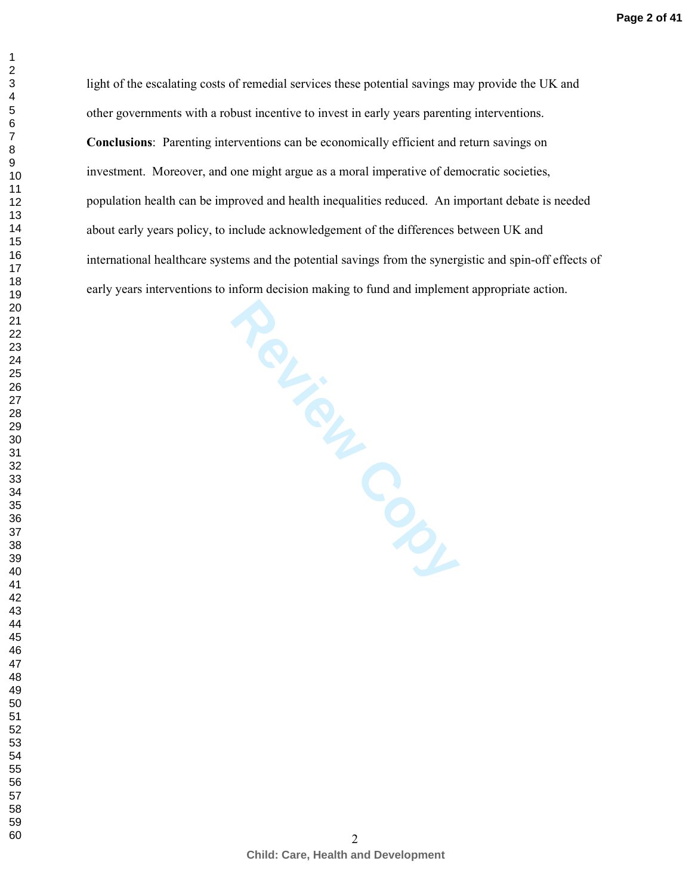light of the escalating costs of remedial services these potential savings may provide the UK and other governments with a robust incentive to invest in early years parenting interventions.

**Conclusions**: Parenting interventions can be economically efficient and return savings on investment. Moreover, and one might argue as a moral imperative of democratic societies, population health can be improved and health inequalities reduced. An important debate is needed about early years policy, to include acknowledgement of the differences between UK and international healthcare systems and the potential savings from the synergistic and spin-off effects of early years interventions to inform decision making to fund and implement appropriate action.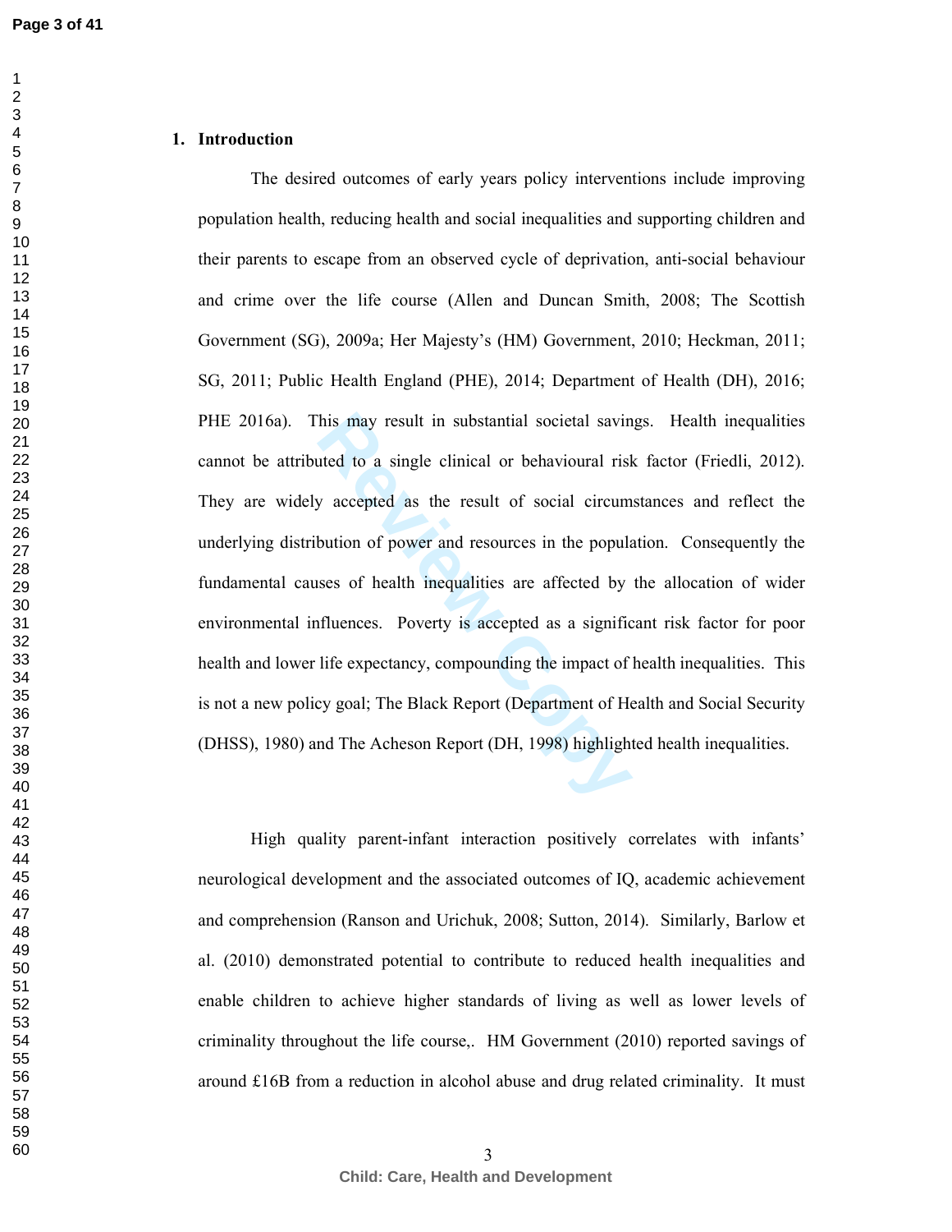## 1. Introduction

The desired outcomes of early years policy interventions include improving population health, reducing health and social inequalities and supporting children and their parents to escape from an observed cycle of deprivation, anti-social behaviour and crime over the life course (Allen and Duncan Smith, 2008; The Scottish Government (SG), 2009a; Her Majesty's (HM) Government, 2010; Heckman, 2011; SG, 2011; Public Health England (PHE), 2014; Department of Health (DH), 2016; PHE 2016a). This may result in substantial societal savings. Health inequalities cannot be attributed to a single clinical or behavioural risk factor (Friedli, 2012). They are widely accepted as the result of social circumstances and reflect the underlying distribution of power and resources in the population. Consequently the fundamental causes of health inequalities are affected by the allocation of wider environmental influences. Poverty is accepted as a significant risk factor for poor health and lower life expectancy, compounding the impact of health inequalities. This is not a new policy goal; The Black Report (Department of Health and Social Security (DHSS), 1980) and The Acheson Report (DH, 1998) highlighted health inequalities.

High quality parent-infant interaction positively correlates with infants' neurological development and the associated outcomes of IQ, academic achievement and comprehension (Ranson and Urichuk, 2008; Sutton, 2014). Similarly, Barlow et al. (2010) demonstrated potential to contribute to reduced health inequalities and enable children to achieve higher standards of living as well as lower levels of criminality throughout the life course,. HM Government (2010) reported savings of around £16B from a reduction in alcohol abuse and drug related criminality. It must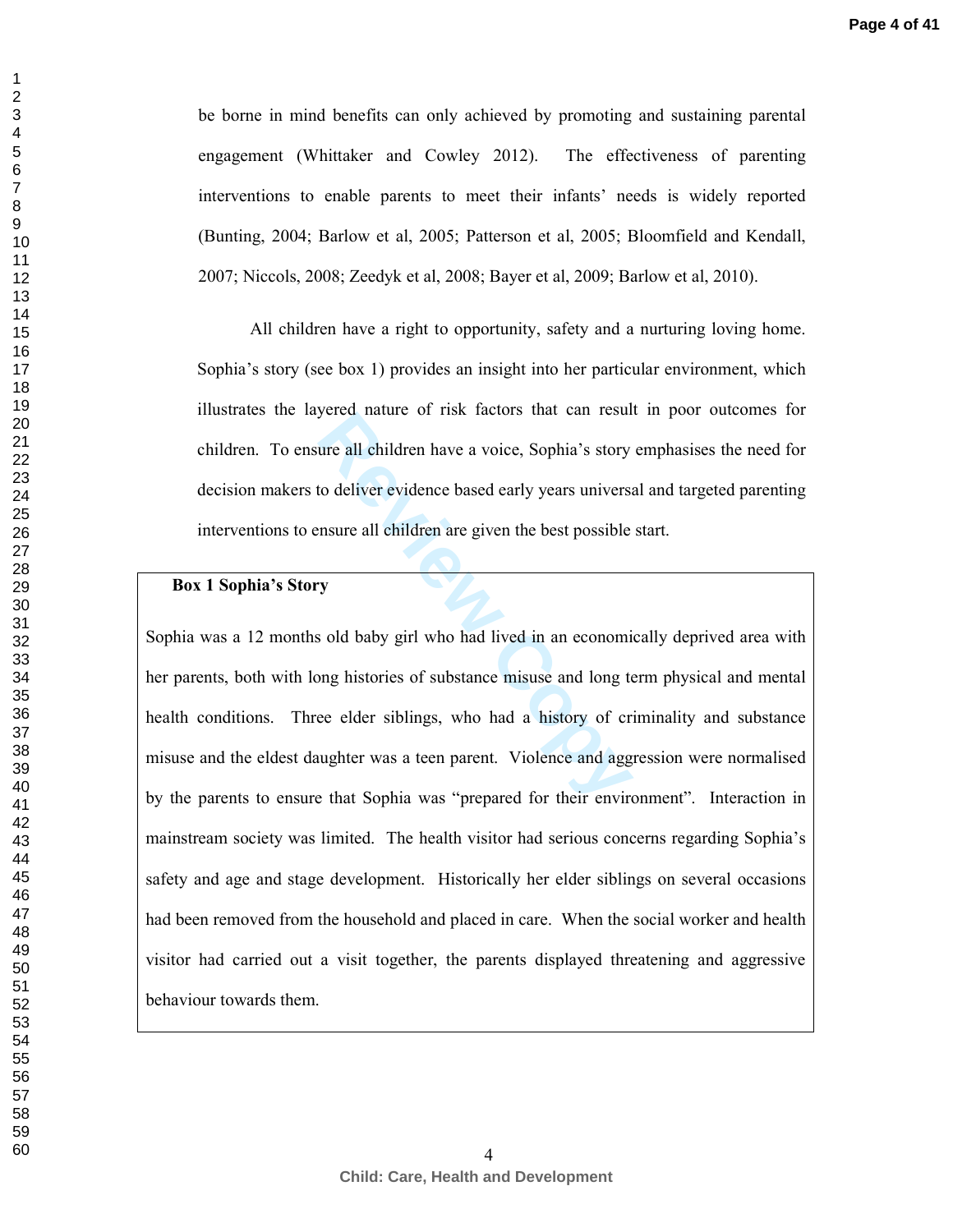be borne in mind benefits can only achieved by promoting and sustaining parental engagement (Whittaker and Cowley 2012). The effectiveness of parenting interventions to enable parents to meet their infants' needs is widely reported (Bunting, 2004; Barlow et al, 2005; Patterson et al, 2005; Bloomfield and Kendall, 2007; Niccols, 2008; Zeedyk et al, 2008; Bayer et al, 2009; Barlow et al, 2010).

All children have a right to opportunity, safety and a nurturing loving home. Sophia's story (see box 1) provides an insight into her particular environment, which illustrates the layered nature of risk factors that can result in poor outcomes for children. To ensure all children have a voice, Sophia's story emphasises the need for decision makers to deliver evidence based early years universal and targeted parenting interventions to ensure all children are given the best possible start.

**Box 1 Sophia's Story**

Sophia was a 12 months old baby girl who had lived in an economically deprived area with her parents, both with long histories of substance misuse and long term physical and mental health conditions. Three elder siblings, who had a history of criminality and substance misuse and the eldest daughter was a teen parent. Violence and aggression were normalised by the parents to ensure that Sophia was "prepared for their environment". Interaction in mainstream society was limited. The health visitor had serious concerns regarding Sophia's safety and age and stage development. Historically her elder siblings on several occasions had been removed from the household and placed in care. When the social worker and health visitor had carried out a visit together, the parents displayed threatening and aggressive behaviour towards them.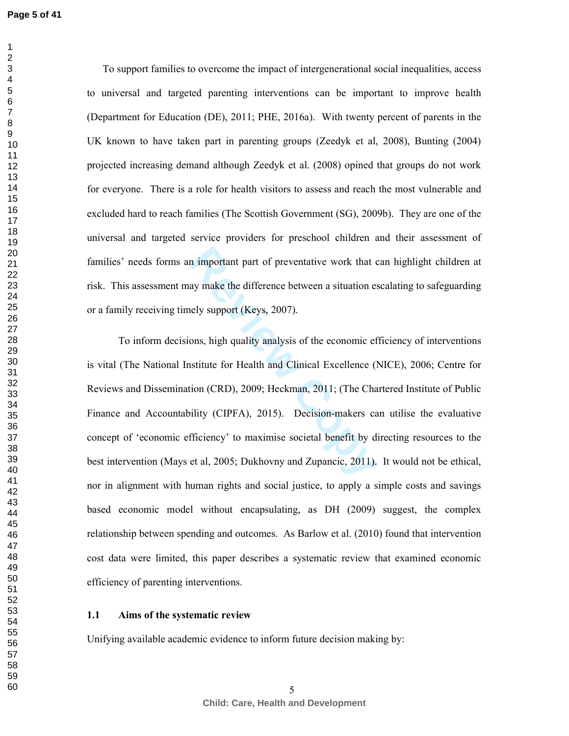To support families to overcome the impact of intergenerational social inequalities, access to universal and targeted parenting interventions can be important to improve health (Department for Education (DE), 2011; PHE, 2016a). With twenty percent of parents in the UK known to have taken part in parenting groups (Zeedyk et al, 2008), Bunting (2004) projected increasing demand although Zeedyk et al. (2008) opined that groups do not work for everyone. There is a role for health visitors to assess and reach the most vulnerable and excluded hard to reach families (The Scottish Government (SG), 2009b). They are one of the universal and targeted service providers for preschool children and their assessment of families' needs forms an important part of preventative work that can highlight children at risk. This assessment may make the difference between a situation escalating to safeguarding or a family receiving timely support (Keys, 2007).

To inform decisions, high quality analysis of the economic efficiency of interventions is vital (The National Institute for Health and Clinical Excellence (NICE), 2006; Centre for Reviews and Dissemination (CRD), 2009; Heckman, 2011; (The Chartered Institute of Public Finance and Accountability (CIPFA), 2015). Decision-makers can utilise the evaluative concept of 'economic efficiency' to maximise societal benefit by directing resources to the best intervention (Mays et al, 2005; Dukhovny and Zupancic, 2011). It would not be ethical, nor in alignment with human rights and social justice, to apply a simple costs and savings based economic model without encapsulating, as DH (2009) suggest, the complex relationship between spending and outcomes. As Barlow et al. (2010) found that intervention cost data were limited, this paper describes a systematic review that examined economic efficiency of parenting interventions.

### 1.1 Aims of the systematic review

Unifying available academic evidence to inform future decision making by: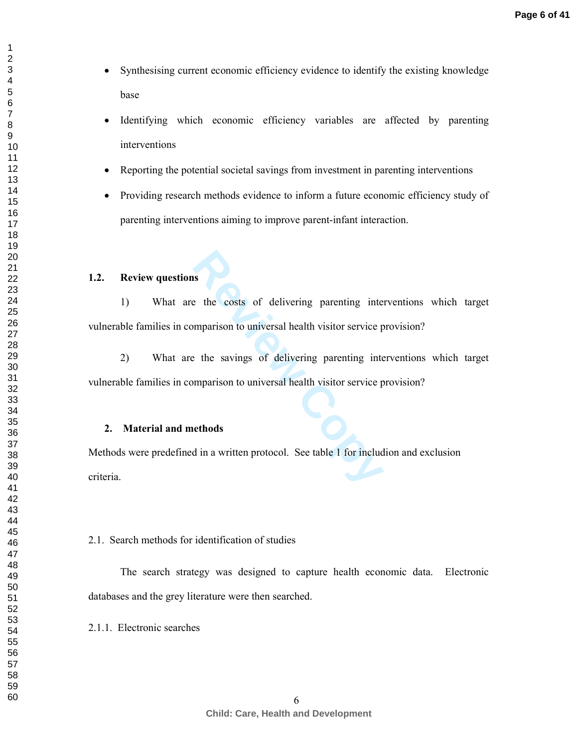- Synthesising current economic efficiency evidence to identify the existing knowledge base
- Identifying which economic efficiency variables are affected by parenting interventions
- Reporting the potential societal savings from investment in parenting interventions
- Providing research methods evidence to inform a future economic efficiency study of parenting interventions aiming to improve parent-infant interaction.

### 1.2. Review questions

1) What are the costs of delivering parenting interventions which target vulnerable families in comparison to universal health visitor service provision?

2) What are the savings of delivering parenting interventions which target vulnerable families in comparison to universal health visitor service provision?

## 2. Material and methods

Methods were predefined in a written protocol. See table 1 for inclusion and exclusion criteria.

### 2.1. Search methods for identification of studies

The search strategy was designed to capture health economic data. Electronic databases and the grey literature were then searched.

#### 2.1.1. Electronic searches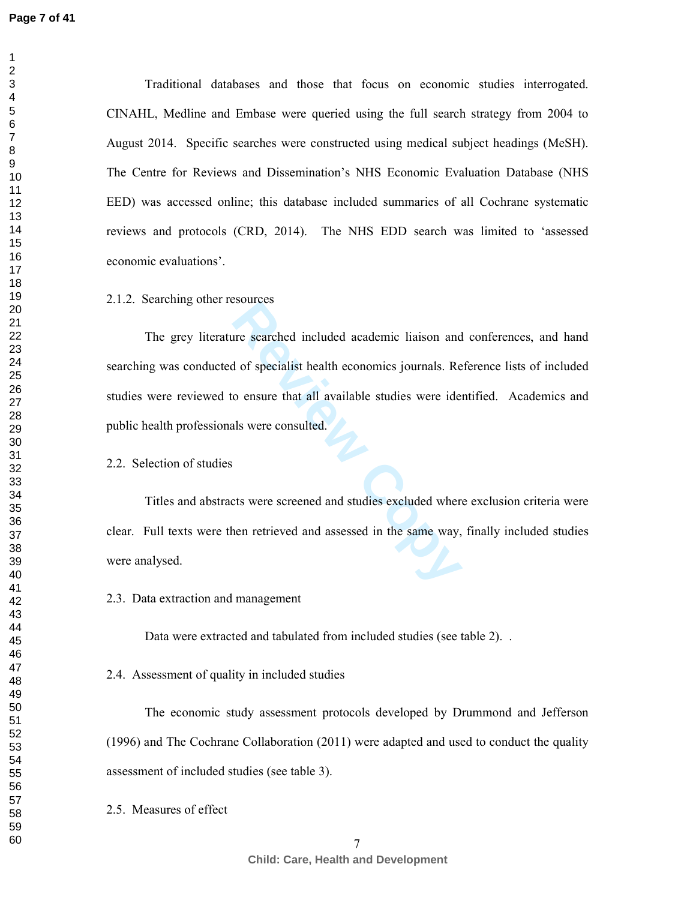Traditional databases and those that focus on economic studies interrogated. CINAHL, Medline and Embase were queried using the full search strategy from 2004 to August 2014. Specific searches were constructed using medical subject headings (MeSH). The Centre for Reviews and Dissemination's NHS Economic Evaluation Database (NHS EED) was accessed online; this database included summaries of all Cochrane systematic reviews and protocols (CRD, 2014). The NHS EDD search was limited to 'assessed economic evaluations'.

### 2.1.2. Searching other resources

The grey literature searched included academic liaison and conferences, and hand searching was conducted of specialist health economics journals. Reference lists of included studies were reviewed to ensure that all available studies were identified. Academics and public health professionals were consulted.

## 2.2. Selection of studies

Titles and abstracts were screened and studies excluded where exclusion criteria were clear. Full texts were then retrieved and assessed in the same way, finally included studies were analysed.

## 2.3. Data extraction and management

Data were extracted and tabulated from included studies (see table 2). .

## 2.4. Assessment of quality in included studies

The economic study assessment protocols developed by Drummond and Jefferson (1996) and The Cochrane Collaboration (2011) were adapted and used to conduct the quality assessment of included studies (see table 3).

## 2.5. Measures of effect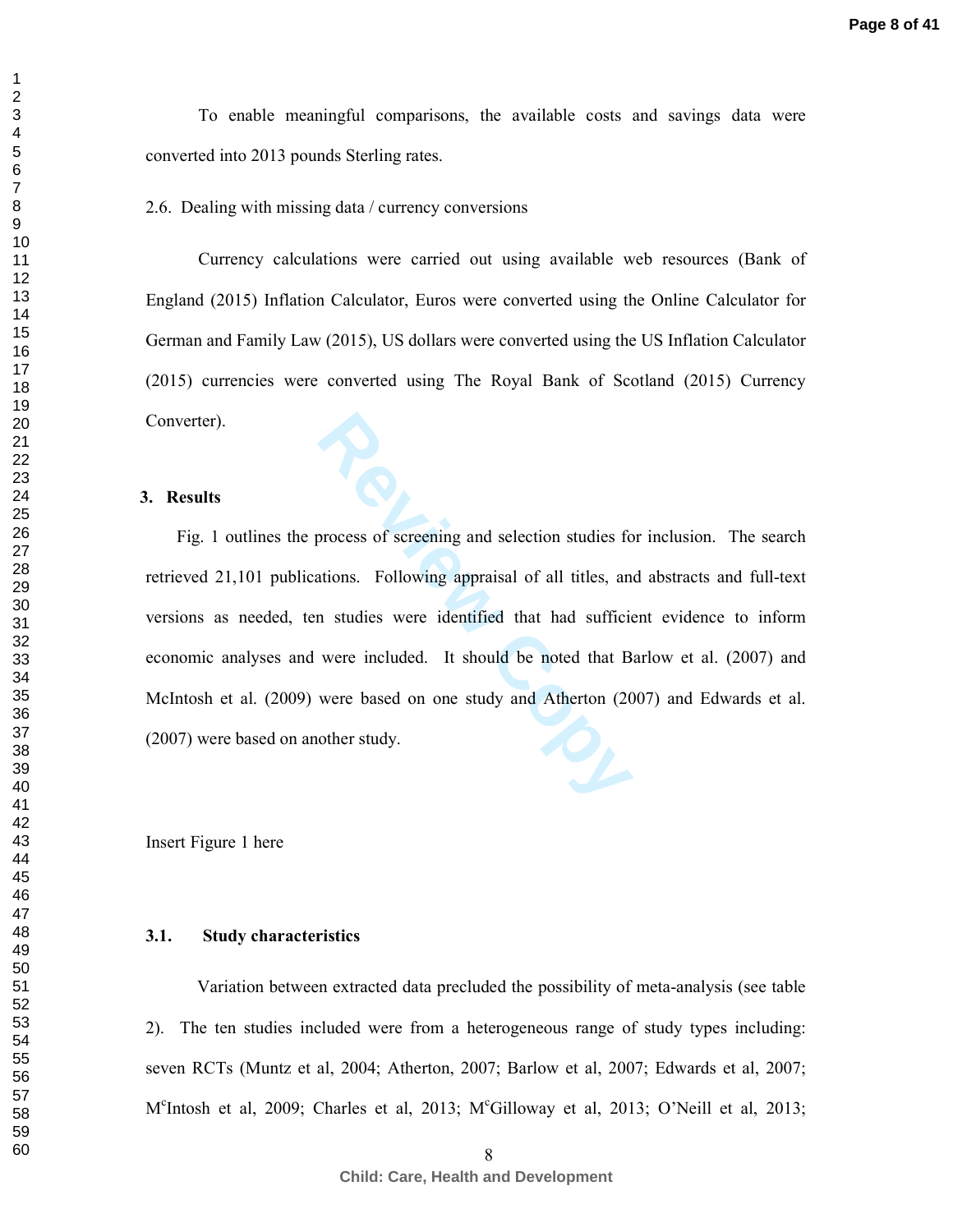To enable meaningful comparisons, the available costs and savings data were converted into 2013 pounds Sterling rates.

2.6. Dealing with missing data / currency conversions

Currency calculations were carried out using available web resources (Bank of England (2015) Inflation Calculator, Euros were converted using the Online Calculator for German and Family Law (2015), US dollars were converted using the US Inflation Calculator (2015) currencies were converted using The Royal Bank of Scotland (2015) Currency Converter).

## 3. Results

Fig. 1 outlines the process of screening and selection studies for inclusion. The search retrieved 21,101 publications. Following appraisal of all titles, and abstracts and full-text versions as needed, ten studies were identified that had sufficient evidence to inform economic analyses and were included. It should be noted that Barlow et al. (2007) and McIntosh et al. (2009) were based on one study and Atherton (2007) and Edwards et al. (2007) were based on another study.

Insert Figure 1 here

### 3.1. Study characteristics

Variation between extracted data precluded the possibility of meta-analysis (see table 2). The ten studies included were from a heterogeneous range of study types including: seven RCTs (Muntz et al, 2004; Atherton, 2007; Barlow et al, 2007; Edwards et al, 2007; M[c]Intosh et al, 2009; Charles et al, 2013; M[c]Gilloway et al, 2013; O'Neill et al, 2013;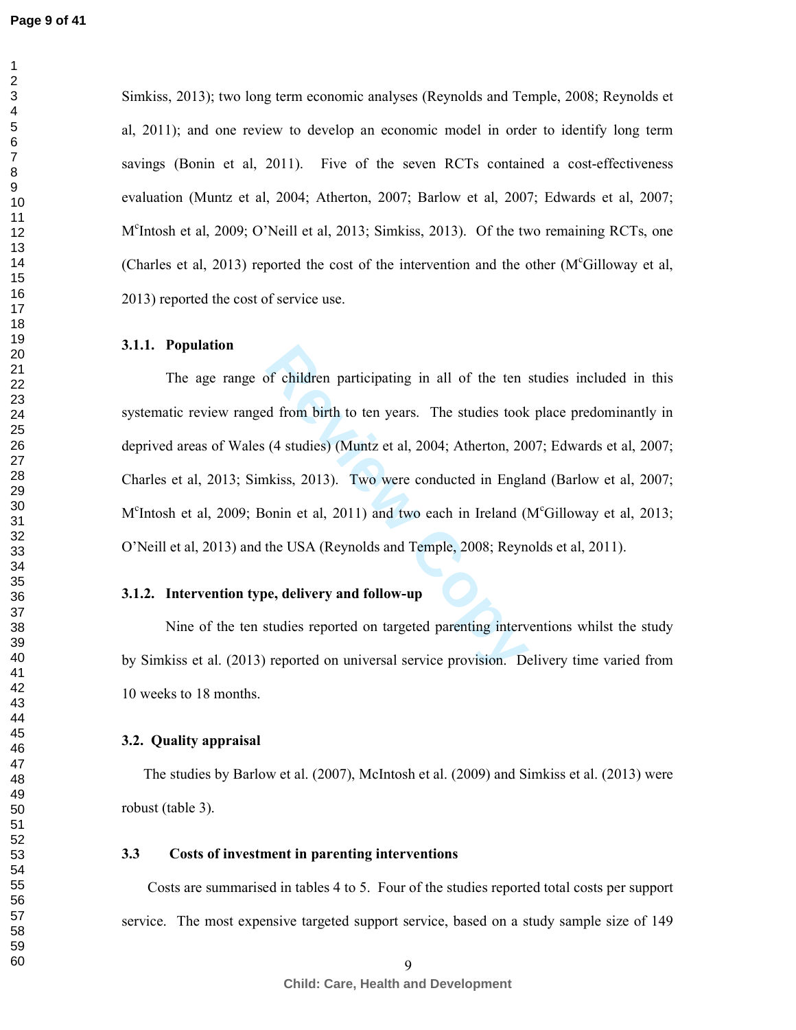Simkiss, 2013); two long term economic analyses (Reynolds and Temple, 2008; Reynolds et al, 2011); and one review to develop an economic model in order to identify long term savings (Bonin et al, 2011). Five of the seven RCTs contained a cost-effectiveness evaluation (Muntz et al, 2004; Atherton, 2007; Barlow et al, 2007; Edwards et al, 2007; M[c]Intosh et al, 2009; O'Neill et al, 2013; Simkiss, 2013). Of the two remaining RCTs, one (Charles et al, 2013) reported the cost of the intervention and the other (M[c]Gilloway et al, 2013) reported the cost of service use.

### 3.1.1. Population

The age range of children participating in all of the ten studies included in this systematic review ranged from birth to ten years. The studies took place predominantly in deprived areas of Wales (4 studies) (Muntz et al, 2004; Atherton, 2007; Edwards et al, 2007; Charles et al, 2013; Simkiss, 2013). Two were conducted in England (Barlow et al, 2007; M[c]Intosh et al, 2009; Bonin et al, 2011) and two each in Ireland (M[c]Gilloway et al, 2013; O'Neill et al, 2013) and the USA (Reynolds and Temple, 2008; Reynolds et al, 2011).

### 3.1.2. Intervention type, delivery and follow-up

Nine of the ten studies reported on targeted parenting interventions whilst the study by Simkiss et al. (2013) reported on universal service provision. Delivery time varied from 10 weeks to 18 months.

## 3.2. Quality appraisal

The studies by Barlow et al. (2007), McIntosh et al. (2009) and Simkiss et al. (2013) were robust (table 3).

## 3.3 Costs of investment in parenting interventions

Costs are summarised in tables 4 to 5. Four of the studies reported total costs per support service. The most expensive targeted support service, based on a study sample size of 149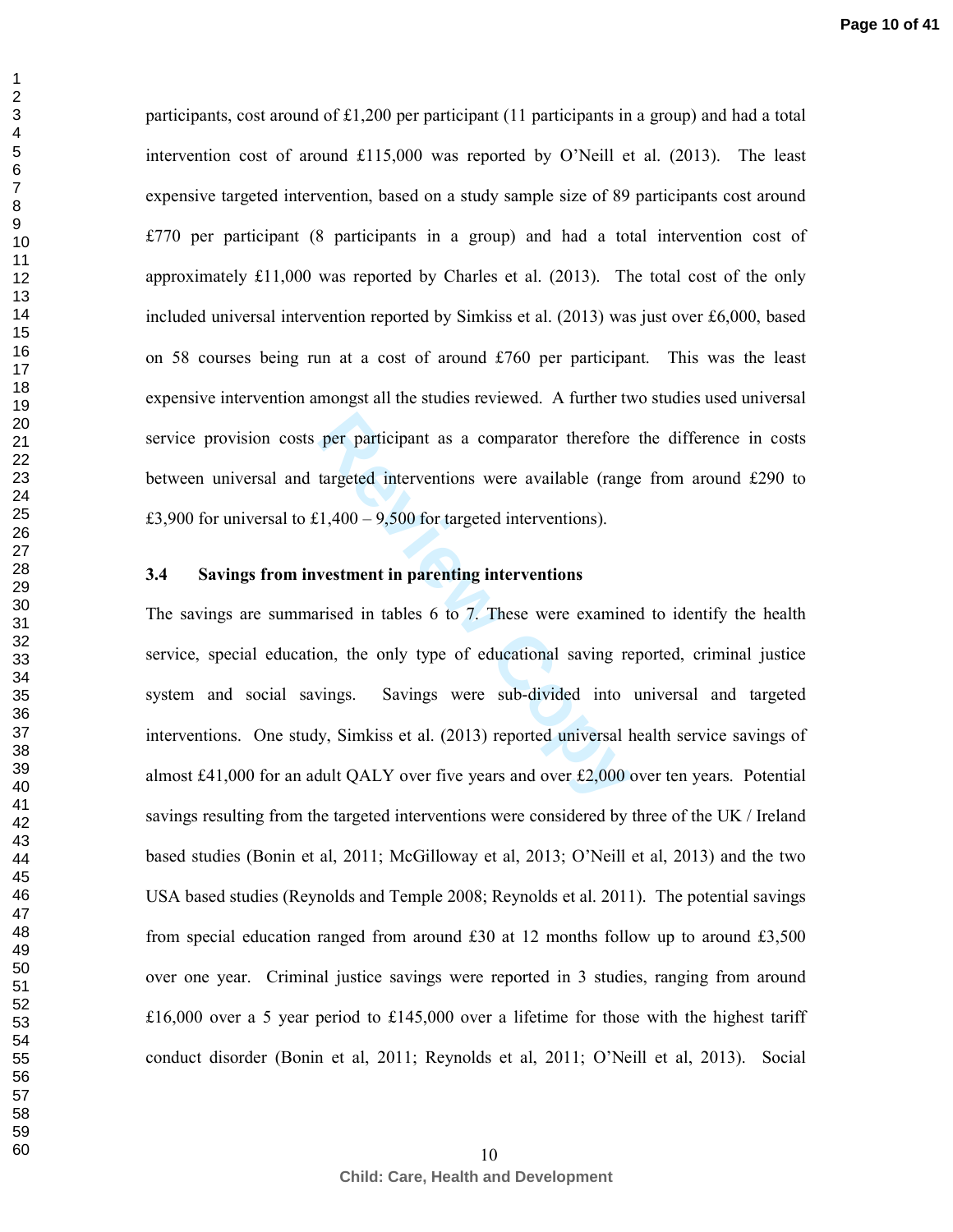participants, cost around of £1,200 per participant (11 participants in a group) and had a total intervention cost of around £115,000 was reported by O'Neill et al. (2013). The least expensive targeted intervention, based on a study sample size of 89 participants cost around £770 per participant (8 participants in a group) and had a total intervention cost of approximately £11,000 was reported by Charles et al. (2013). The total cost of the only included universal intervention reported by Simkiss et al. (2013) was just over £6,000, based on 58 courses being run at a cost of around £760 per participant. This was the least expensive intervention amongst all the studies reviewed. A further two studies used universal service provision costs per participant as a comparator therefore the difference in costs between universal and targeted interventions were available (range from around £290 to £3,900 for universal to £1,400 – 9,500 for targeted interventions).

### 3.4 Savings from investment in parenting interventions

The savings are summarised in tables 6 to 7. These were examined to identify the health service, special education, the only type of educational saving reported, criminal justice system and social savings. Savings were sub-divided into universal and targeted interventions. One study, Simkiss et al. (2013) reported universal health service savings of almost £41,000 for an adult QALY over five years and over £2,000 over ten years. Potential savings resulting from the targeted interventions were considered by three of the UK / Ireland based studies (Bonin et al, 2011; McGilloway et al, 2013; O'Neill et al, 2013) and the two USA based studies (Reynolds and Temple 2008; Reynolds et al. 2011). The potential savings from special education ranged from around £30 at 12 months follow up to around £3,500 over one year. Criminal justice savings were reported in 3 studies, ranging from around £16,000 over a 5 year period to £145,000 over a lifetime for those with the highest tariff conduct disorder (Bonin et al, 2011; Reynolds et al, 2011; O'Neill et al, 2013). Social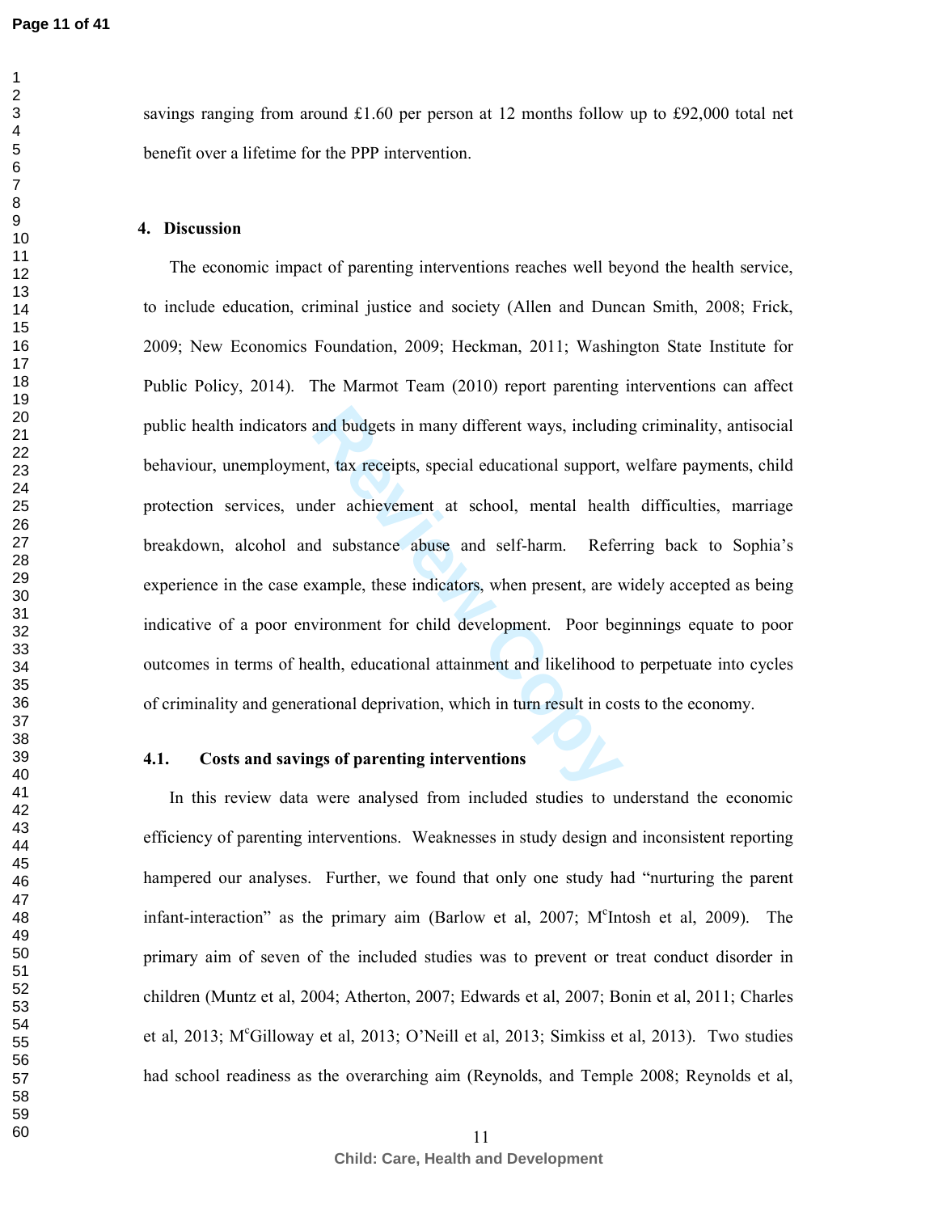savings ranging from around £1.60 per person at 12 months follow up to £92,000 total net benefit over a lifetime for the PPP intervention.

## 4. Discussion

The economic impact of parenting interventions reaches well beyond the health service, to include education, criminal justice and society (Allen and Duncan Smith, 2008; Frick, 2009; New Economics Foundation, 2009; Heckman, 2011; Washington State Institute for Public Policy, 2014). The Marmot Team (2010) report parenting interventions can affect public health indicators and budgets in many different ways, including criminality, antisocial behaviour, unemployment, tax receipts, special educational support, welfare payments, child protection services, under achievement at school, mental health difficulties, marriage breakdown, alcohol and substance abuse and self-harm. Referring back to Sophia's experience in the case example, these indicators, when present, are widely accepted as being indicative of a poor environment for child development. Poor beginnings equate to poor outcomes in terms of health, educational attainment and likelihood to perpetuate into cycles of criminality and generational deprivation, which in turn result in costs to the economy.

### 4.1. Costs and savings of parenting interventions

In this review data were analysed from included studies to understand the economic efficiency of parenting interventions. Weaknesses in study design and inconsistent reporting hampered our analyses. Further, we found that only one study had "nurturing the parent infant-interaction" as the primary aim (Barlow et al, 2007; M^c^Intosh et al, 2009). The primary aim of seven of the included studies was to prevent or treat conduct disorder in children (Muntz et al, 2004; Atherton, 2007; Edwards et al, 2007; Bonin et al, 2011; Charles et al, 2013; M^c^Gilloway et al, 2013; O'Neill et al, 2013; Simkiss et al, 2013). Two studies had school readiness as the overarching aim (Reynolds, and Temple 2008; Reynolds et al,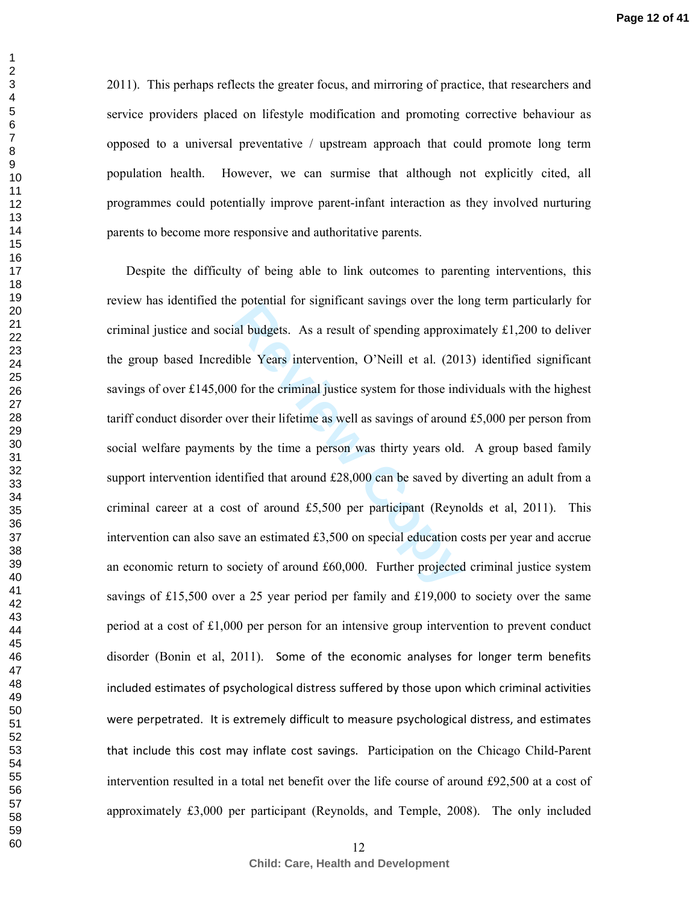2011). This perhaps reflects the greater focus, and mirroring of practice, that researchers and service providers placed on lifestyle modification and promoting corrective behaviour as opposed to a universal preventative / upstream approach that could promote long term population health. However, we can surmise that although not explicitly cited, all programmes could potentially improve parent-infant interaction as they involved nurturing parents to become more responsive and authoritative parents.

Despite the difficulty of being able to link outcomes to parenting interventions, this review has identified the potential for significant savings over the long term particularly for criminal justice and social budgets. As a result of spending approximately £1,200 to deliver the group based Incredible Years intervention, O'Neill et al. (2013) identified significant savings of over £145,000 for the criminal justice system for those individuals with the highest tariff conduct disorder over their lifetime as well as savings of around £5,000 per person from social welfare payments by the time a person was thirty years old. A group based family support intervention identified that around £28,000 can be saved by diverting an adult from a criminal career at a cost of around £5,500 per participant (Reynolds et al, 2011). This intervention can also save an estimated £3,500 on special education costs per year and accrue an economic return to society of around £60,000. Further projected criminal justice system savings of £15,500 over a 25 year period per family and £19,000 to society over the same period at a cost of £1,000 per person for an intensive group intervention to prevent conduct disorder (Bonin et al, 2011). Some of the economic analyses for longer term benefits included estimates of psychological distress suffered by those upon which criminal activities were perpetrated. It is extremely difficult to measure psychological distress, and estimates that include this cost may inflate cost savings. Participation on the Chicago Child-Parent intervention resulted in a total net benefit over the life course of around £92,500 at a cost of approximately £3,000 per participant (Reynolds, and Temple, 2008). The only included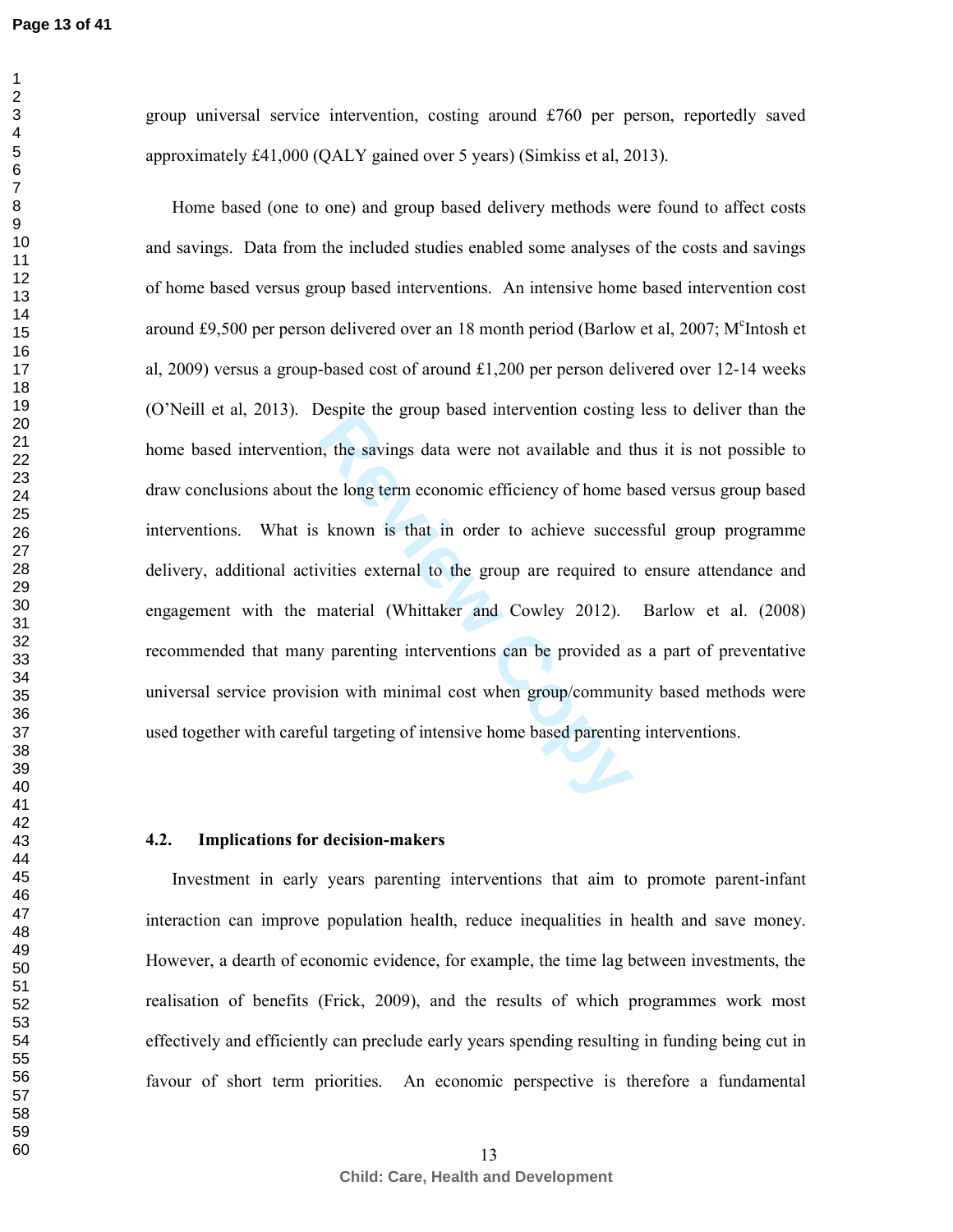group universal service intervention, costing around £760 per person, reportedly saved approximately £41,000 (QALY gained over 5 years) (Simkiss et al, 2013).

Home based (one to one) and group based delivery methods were found to affect costs and savings. Data from the included studies enabled some analyses of the costs and savings of home based versus group based interventions. An intensive home based intervention cost around £9,500 per person delivered over an 18 month period (Barlow et al, 2007; M[c]Intosh et al, 2009) versus a group-based cost of around £1,200 per person delivered over 12-14 weeks (O'Neill et al, 2013). Despite the group based intervention costing less to deliver than the home based intervention, the savings data were not available and thus it is not possible to draw conclusions about the long term economic efficiency of home based versus group based interventions. What is known is that in order to achieve successful group programme delivery, additional activities external to the group are required to ensure attendance and engagement with the material (Whittaker and Cowley 2012). Barlow et al. (2008) recommended that many parenting interventions can be provided as a part of preventative universal service provision with minimal cost when group/community based methods were used together with careful targeting of intensive home based parenting interventions.

### 4.2. Implications for decision-makers

Investment in early years parenting interventions that aim to promote parent-infant interaction can improve population health, reduce inequalities in health and save money. However, a dearth of economic evidence, for example, the time lag between investments, the realisation of benefits (Frick, 2009), and the results of which programmes work most effectively and efficiently can preclude early years spending resulting in funding being cut in favour of short term priorities. An economic perspective is therefore a fundamental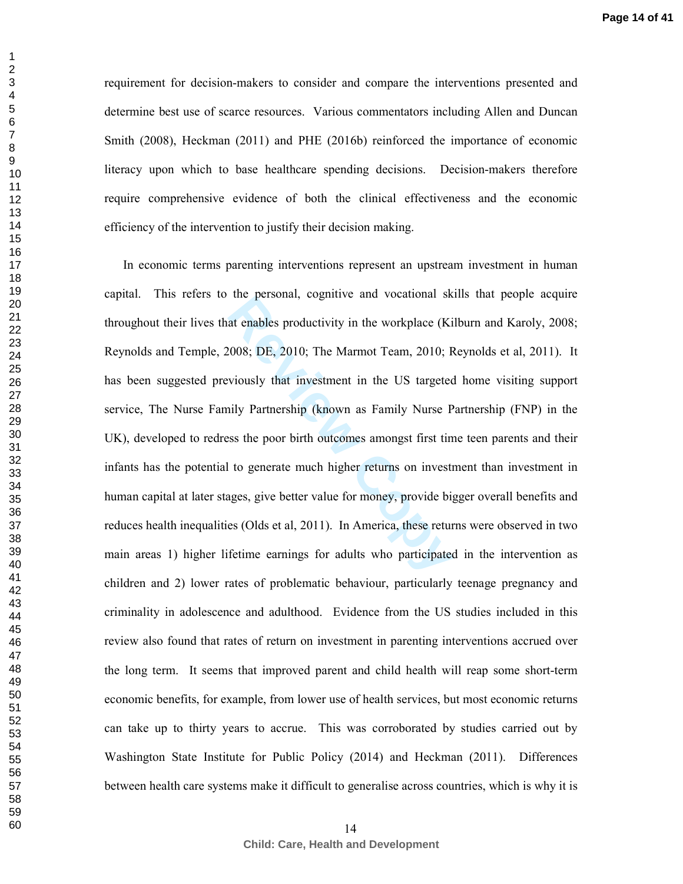requirement for decision-makers to consider and compare the interventions presented and determine best use of scarce resources. Various commentators including Allen and Duncan Smith (2008), Heckman (2011) and PHE (2016b) reinforced the importance of economic literacy upon which to base healthcare spending decisions. Decision-makers therefore require comprehensive evidence of both the clinical effectiveness and the economic efficiency of the intervention to justify their decision making.

In economic terms parenting interventions represent an upstream investment in human capital. This refers to the personal, cognitive and vocational skills that people acquire throughout their lives that enables productivity in the workplace (Kilburn and Karoly, 2008; Reynolds and Temple, 2008; DE, 2010; The Marmot Team, 2010; Reynolds et al, 2011). It has been suggested previously that investment in the US targeted home visiting support service, The Nurse Family Partnership (known as Family Nurse Partnership (FNP) in the UK), developed to redress the poor birth outcomes amongst first time teen parents and their infants has the potential to generate much higher returns on investment than investment in human capital at later stages, give better value for money, provide bigger overall benefits and reduces health inequalities (Olds et al, 2011). In America, these returns were observed in two main areas 1) higher lifetime earnings for adults who participated in the intervention as children and 2) lower rates of problematic behaviour, particularly teenage pregnancy and criminality in adolescence and adulthood. Evidence from the US studies included in this review also found that rates of return on investment in parenting interventions accrued over the long term. It seems that improved parent and child health will reap some short-term economic benefits, for example, from lower use of health services, but most economic returns can take up to thirty years to accrue. This was corroborated by studies carried out by Washington State Institute for Public Policy (2014) and Heckman (2011). Differences between health care systems make it difficult to generalise across countries, which is why it is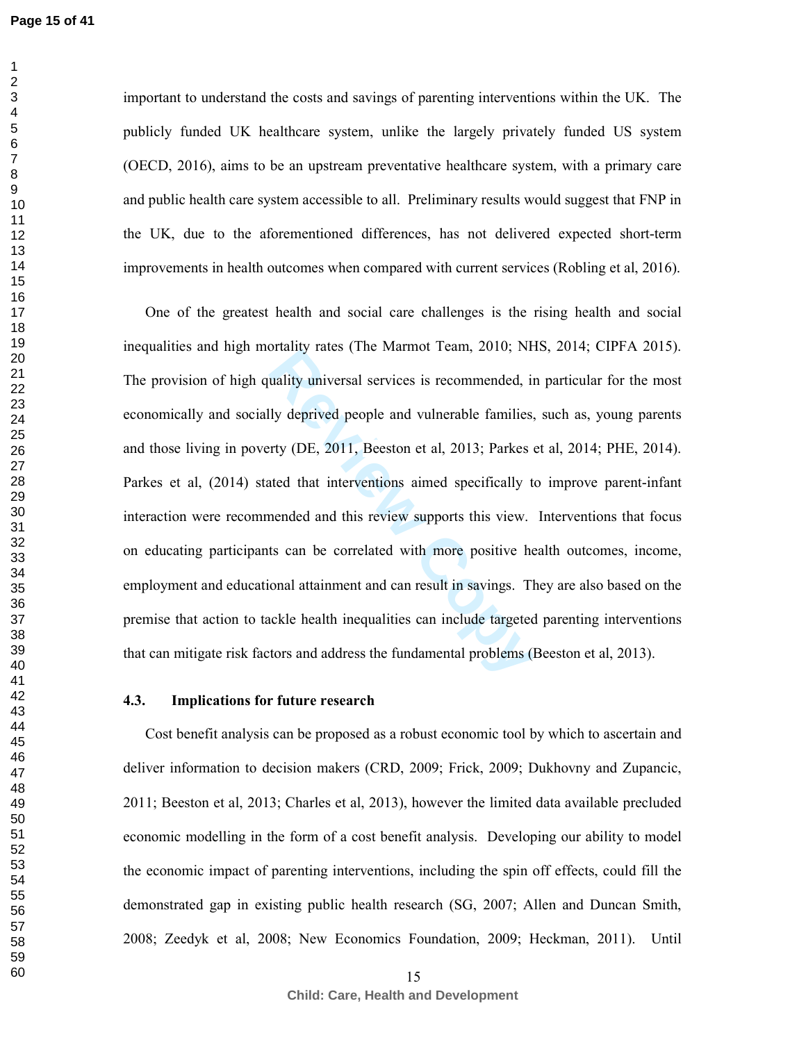important to understand the costs and savings of parenting interventions within the UK. The publicly funded UK healthcare system, unlike the largely privately funded US system (OECD, 2016), aims to be an upstream preventative healthcare system, with a primary care and public health care system accessible to all. Preliminary results would suggest that FNP in the UK, due to the aforementioned differences, has not delivered expected short-term improvements in health outcomes when compared with current services (Robling et al, 2016).

One of the greatest health and social care challenges is the rising health and social inequalities and high mortality rates (The Marmot Team, 2010; NHS, 2014; CIPFA 2015). The provision of high quality universal services is recommended, in particular for the most economically and socially deprived people and vulnerable families, such as, young parents and those living in poverty (DE, 2011, Beeston et al, 2013; Parkes et al, 2014; PHE, 2014). Parkes et al, (2014) stated that interventions aimed specifically to improve parent-infant interaction were recommended and this review supports this view. Interventions that focus on educating participants can be correlated with more positive health outcomes, income, employment and educational attainment and can result in savings. They are also based on the premise that action to tackle health inequalities can include targeted parenting interventions that can mitigate risk factors and address the fundamental problems (Beeston et al, 2013).

### 4.3. Implications for future research

Cost benefit analysis can be proposed as a robust economic tool by which to ascertain and deliver information to decision makers (CRD, 2009; Frick, 2009; Dukhovny and Zupancic, 2011; Beeston et al, 2013; Charles et al, 2013), however the limited data available precluded economic modelling in the form of a cost benefit analysis. Developing our ability to model the economic impact of parenting interventions, including the spin off effects, could fill the demonstrated gap in existing public health research (SG, 2007; Allen and Duncan Smith, 2008; Zeedyk et al, 2008; New Economics Foundation, 2009; Heckman, 2011). Until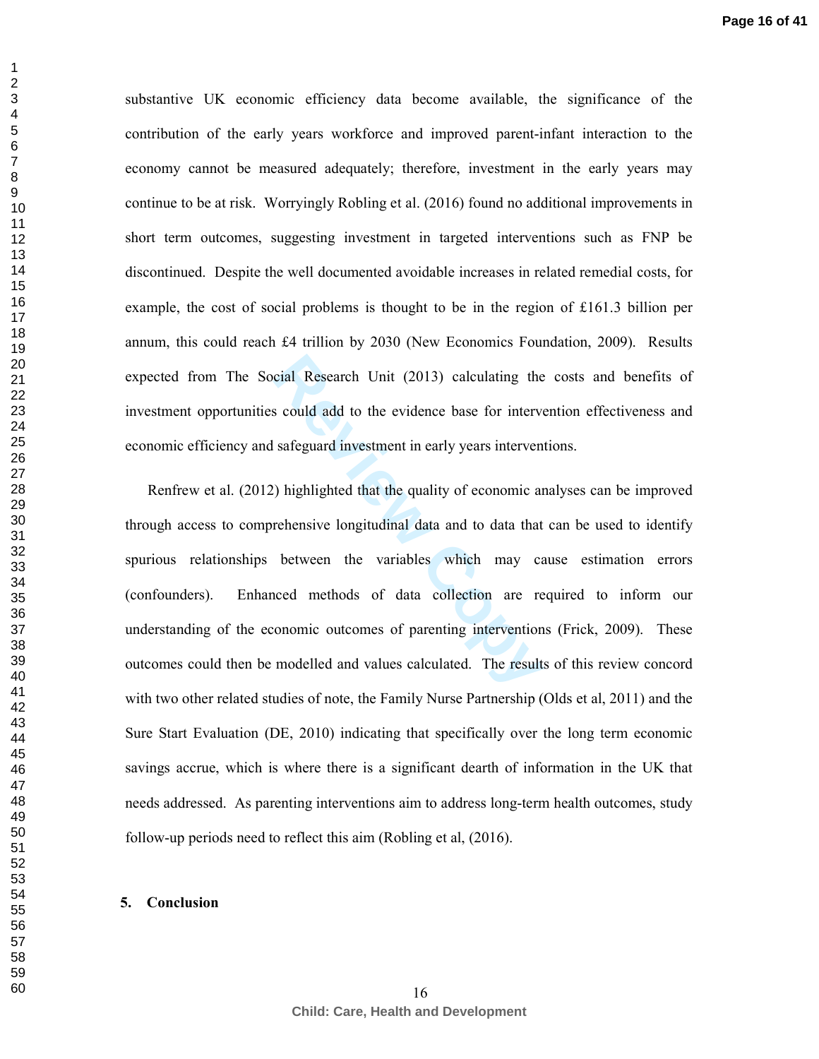substantive UK economic efficiency data become available, the significance of the contribution of the early years workforce and improved parent-infant interaction to the economy cannot be measured adequately; therefore, investment in the early years may continue to be at risk. Worryingly Robling et al. (2016) found no additional improvements in short term outcomes, suggesting investment in targeted interventions such as FNP be discontinued. Despite the well documented avoidable increases in related remedial costs, for example, the cost of social problems is thought to be in the region of £161.3 billion per annum, this could reach £4 trillion by 2030 (New Economics Foundation, 2009). Results expected from The Social Research Unit (2013) calculating the costs and benefits of investment opportunities could add to the evidence base for intervention effectiveness and economic efficiency and safeguard investment in early years interventions.

Renfrew et al. (2012) highlighted that the quality of economic analyses can be improved through access to comprehensive longitudinal data and to data that can be used to identify spurious relationships between the variables which may cause estimation errors (confounders). Enhanced methods of data collection are required to inform our understanding of the economic outcomes of parenting interventions (Frick, 2009). These outcomes could then be modelled and values calculated. The results of this review concord with two other related studies of note, the Family Nurse Partnership (Olds et al, 2011) and the Sure Start Evaluation (DE, 2010) indicating that specifically over the long term economic savings accrue, which is where there is a significant dearth of information in the UK that needs addressed. As parenting interventions aim to address long-term health outcomes, study follow-up periods need to reflect this aim (Robling et al, (2016).

## 5. Conclusion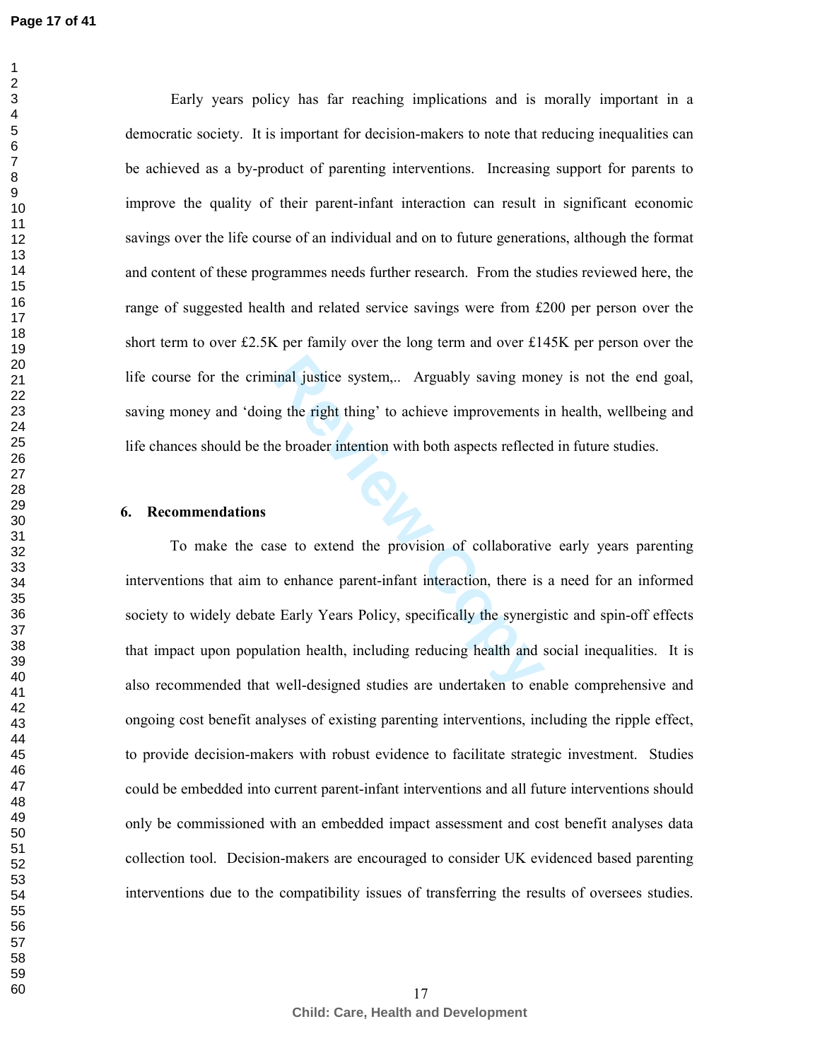Early years policy has far reaching implications and is morally important in a democratic society. It is important for decision-makers to note that reducing inequalities can be achieved as a by-product of parenting interventions. Increasing support for parents to improve the quality of their parent-infant interaction can result in significant economic savings over the life course of an individual and on to future generations, although the format and content of these programmes needs further research. From the studies reviewed here, the range of suggested health and related service savings were from £200 per person over the short term to over £2.5K per family over the long term and over £145K per person over the life course for the criminal justice system,.. Arguably saving money is not the end goal, saving money and 'doing the right thing' to achieve improvements in health, wellbeing and life chances should be the broader intention with both aspects reflected in future studies.

## 6. Recommendations

To make the case to extend the provision of collaborative early years parenting interventions that aim to enhance parent-infant interaction, there is a need for an informed society to widely debate Early Years Policy, specifically the synergistic and spin-off effects that impact upon population health, including reducing health and social inequalities. It is also recommended that well-designed studies are undertaken to enable comprehensive and ongoing cost benefit analyses of existing parenting interventions, including the ripple effect, to provide decision-makers with robust evidence to facilitate strategic investment. Studies could be embedded into current parent-infant interventions and all future interventions should only be commissioned with an embedded impact assessment and cost benefit analyses data collection tool. Decision-makers are encouraged to consider UK evidenced based parenting interventions due to the compatibility issues of transferring the results of oversees studies.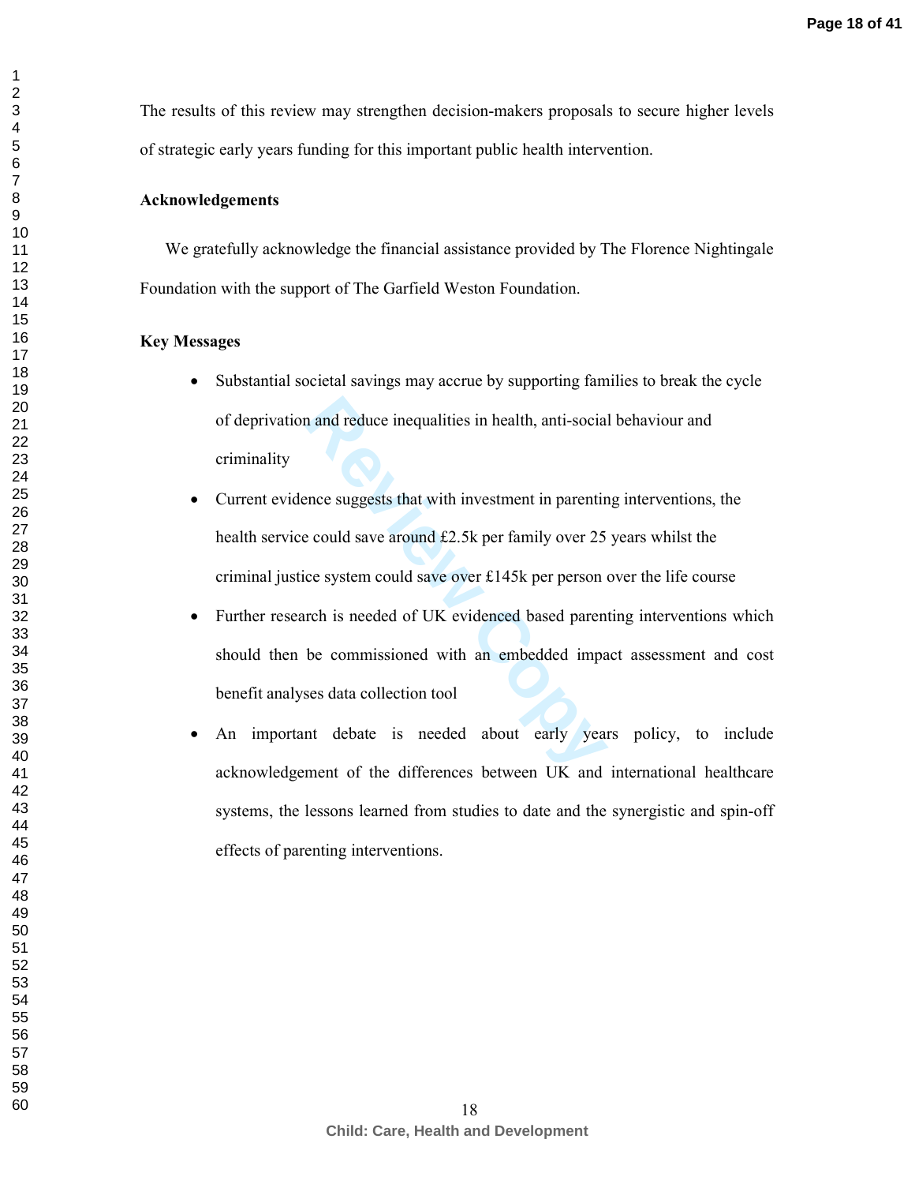The results of this review may strengthen decision-makers proposals to secure higher levels of strategic early years funding for this important public health intervention.

**Acknowledgements**

We gratefully acknowledge the financial assistance provided by The Florence Nightingale Foundation with the support of The Garfield Weston Foundation.

**Key Messages**

- Substantial societal savings may accrue by supporting families to break the cycle of deprivation and reduce inequalities in health, anti-social behaviour and criminality
- Current evidence suggests that with investment in parenting interventions, the health service could save around £2.5k per family over 25 years whilst the criminal justice system could save over £145k per person over the life course
- Further research is needed of UK evidenced based parenting interventions which should then be commissioned with an embedded impact assessment and cost benefit analyses data collection tool
- An important debate is needed about early years policy, to include acknowledgement of the differences between UK and international healthcare systems, the lessons learned from studies to date and the synergistic and spin-off effects of parenting interventions.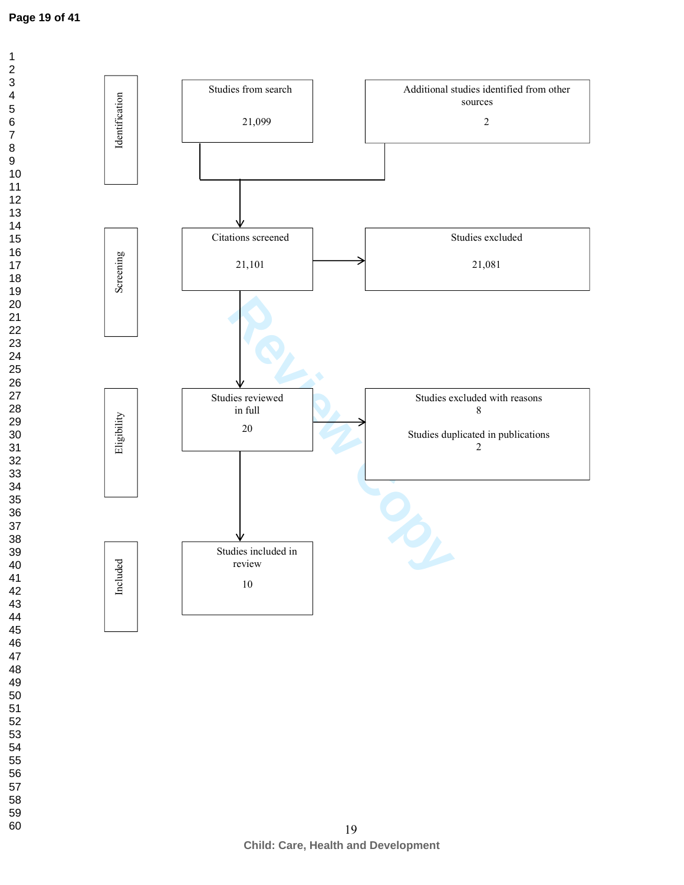Identification

Studies from search

21,099

Additional studies identified from other sources

2

Screening

Citations screened

21,101

Studies excluded

21,081

Eligibility

Studies reviewed in full

20

Studies excluded with reasons
8

Studies duplicated in publications
2

Included

Studies included in review

10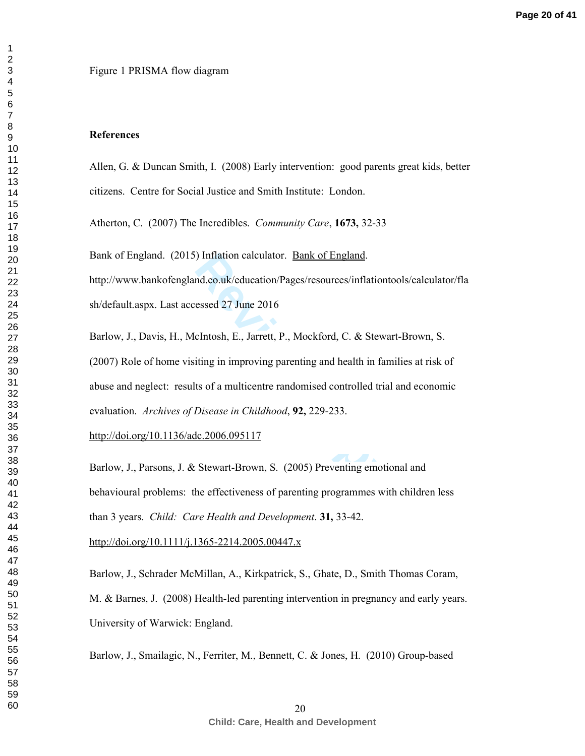Figure 1 PRISMA flow diagram

**References**

Allen, G. & Duncan Smith, I. (2008) Early intervention: good parents great kids, better citizens. Centre for Social Justice and Smith Institute: London.

Atherton, C. (2007) The Incredibles. *Community Care*, **1673,** 32-33

Bank of England. (2015) Inflation calculator. Bank of England. http://www.bankofengland.co.uk/education/Pages/resources/inflationtools/calculator/flash/default.aspx. Last accessed 27 June 2016

Barlow, J., Davis, H., McIntosh, E., Jarrett, P., Mockford, C. & Stewart-Brown, S. (2007) Role of home visiting in improving parenting and health in families at risk of abuse and neglect: results of a multicentre randomised controlled trial and economic evaluation. *Archives of Disease in Childhood*, **92,** 229-233. http://doi.org/10.1136/adc.2006.095117

Barlow, J., Parsons, J. & Stewart-Brown, S. (2005) Preventing emotional and behavioural problems: the effectiveness of parenting programmes with children less than 3 years. *Child: Care Health and Development*. **31,** 33-42. http://doi.org/10.1111/j.1365-2214.2005.00447.x

Barlow, J., Schrader McMillan, A., Kirkpatrick, S., Ghate, D., Smith Thomas Coram, M. & Barnes, J. (2008) Health-led parenting intervention in pregnancy and early years. University of Warwick: England.

Barlow, J., Smailagic, N., Ferriter, M., Bennett, C. & Jones, H. (2010) Group-based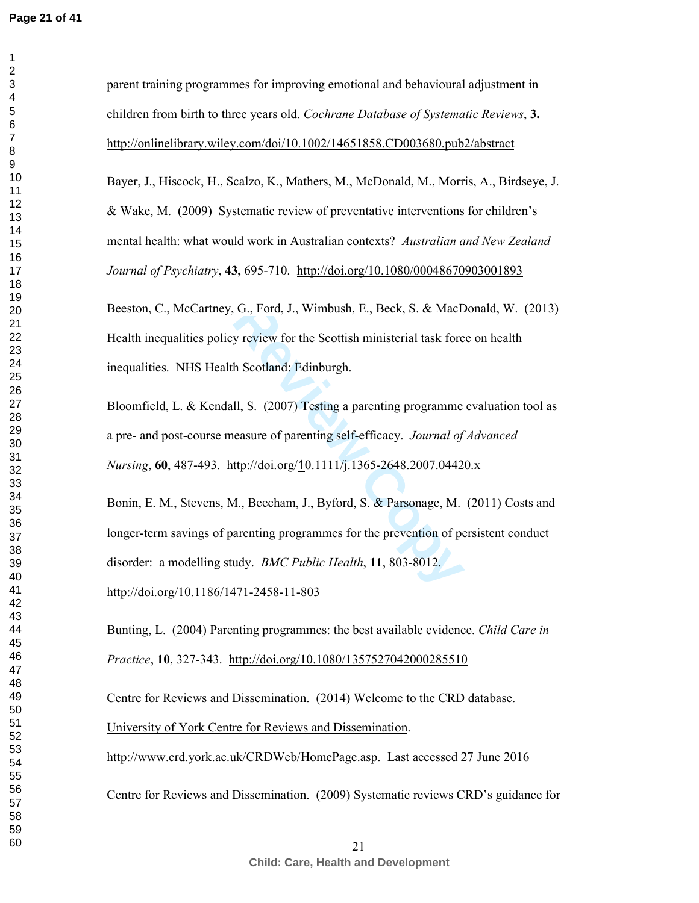parent training programmes for improving emotional and behavioural adjustment in children from birth to three years old. *Cochrane Database of Systematic Reviews*, **3.** http://onlinelibrary.wiley.com/doi/10.1002/14651858.CD003680.pub2/abstract

Bayer, J., Hiscock, H., Scalzo, K., Mathers, M., McDonald, M., Morris, A., Birdseye, J. & Wake, M. (2009) Systematic review of preventative interventions for children's mental health: what would work in Australian contexts? *Australian and New Zealand Journal of Psychiatry*, **43,** 695-710. http://doi.org/10.1080/00048670903001893

Beeston, C., McCartney, G., Ford, J., Wimbush, E., Beck, S. & MacDonald, W. (2013) Health inequalities policy review for the Scottish ministerial task force on health inequalities. NHS Health Scotland: Edinburgh.

Bloomfield, L. & Kendall, S. (2007) Testing a parenting programme evaluation tool as a pre- and post-course measure of parenting self-efficacy. *Journal of Advanced Nursing*, **60**, 487-493. http://doi.org/10.1111/j.1365-2648.2007.04420.x

Bonin, E. M., Stevens, M., Beecham, J., Byford, S. & Parsonage, M. (2011) Costs and longer-term savings of parenting programmes for the prevention of persistent conduct disorder: a modelling study. *BMC Public Health*, **11**, 803-8012. http://doi.org/10.1186/1471-2458-11-803

Bunting, L. (2004) Parenting programmes: the best available evidence. *Child Care in Practice*, **10**, 327-343. http://doi.org/10.1080/1357527042000285510

Centre for Reviews and Dissemination. (2014) Welcome to the CRD database. University of York Centre for Reviews and Dissemination. http://www.crd.york.ac.uk/CRDWeb/HomePage.asp. Last accessed 27 June 2016

Centre for Reviews and Dissemination. (2009) Systematic reviews CRD's guidance for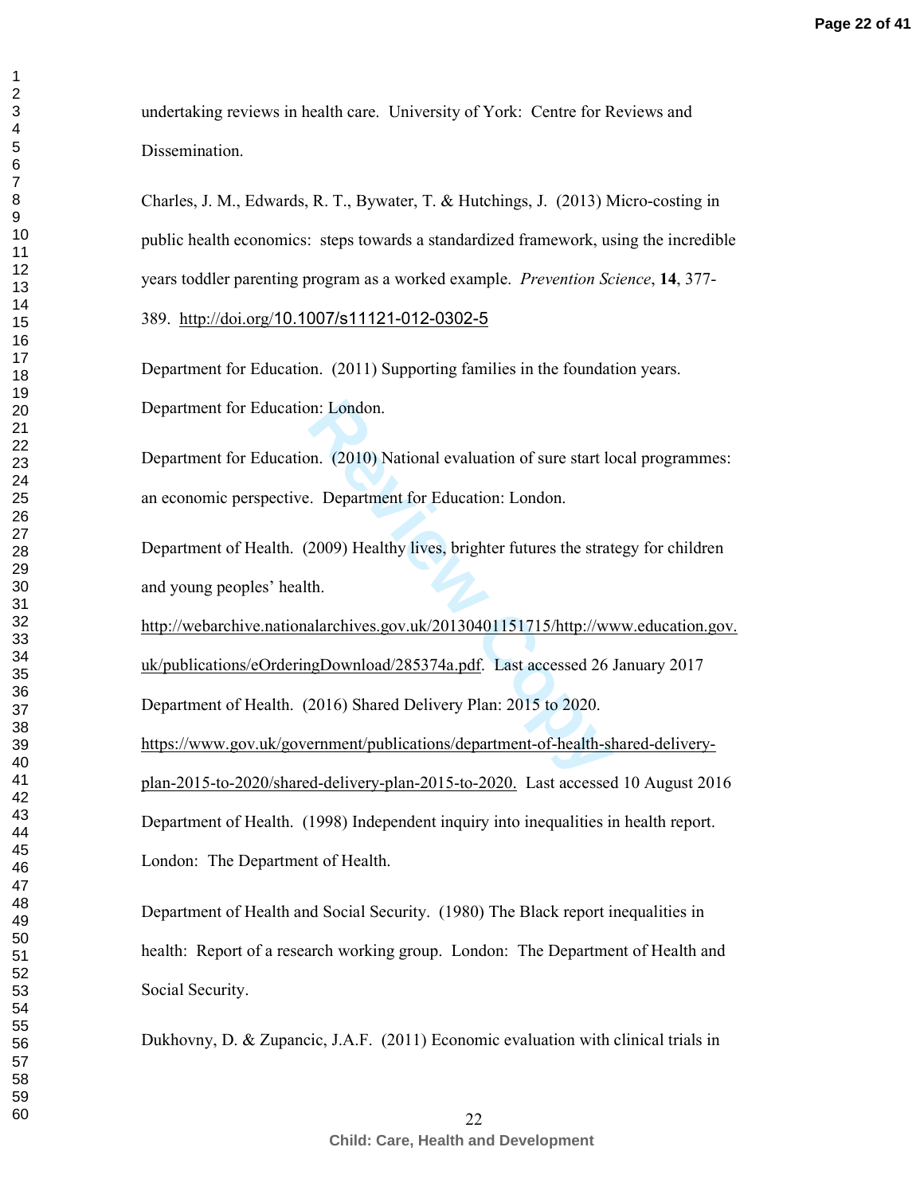undertaking reviews in health care. University of York: Centre for Reviews and Dissemination.

Charles, J. M., Edwards, R. T., Bywater, T. & Hutchings, J. (2013) Micro-costing in public health economics: steps towards a standardized framework, using the incredible years toddler parenting program as a worked example. *Prevention Science*, **14**, 377-389. http://doi.org/10.1007/s11121-012-0302-5

Department for Education. (2011) Supporting families in the foundation years. Department for Education: London.

Department for Education. (2010) National evaluation of sure start local programmes: an economic perspective. Department for Education: London.

Department of Health. (2009) Healthy lives, brighter futures the strategy for children and young peoples' health. http://webarchive.nationalarchives.gov.uk/20130401151715/http://www.education.gov.uk/publications/eOrderingDownload/285374a.pdf. Last accessed 26 January 2017

Department of Health. (2016) Shared Delivery Plan: 2015 to 2020. https://www.gov.uk/government/publications/department-of-health-shared-delivery-plan-2015-to-2020/shared-delivery-plan-2015-to-2020. Last accessed 10 August 2016

Department of Health. (1998) Independent inquiry into inequalities in health report. London: The Department of Health.

Department of Health and Social Security. (1980) The Black report inequalities in health: Report of a research working group. London: The Department of Health and Social Security.

Dukhovny, D. & Zupancic, J.A.F. (2011) Economic evaluation with clinical trials in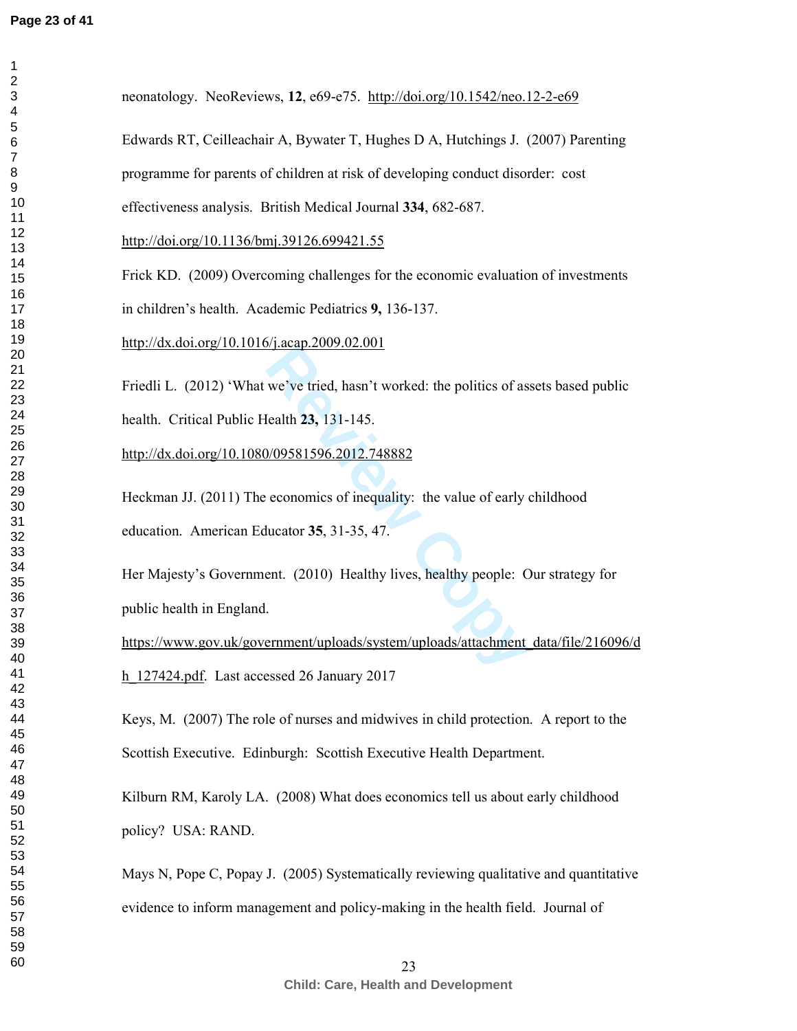neonatology. NeoReviews, **12**, e69-e75. http://doi.org/10.1542/neo.12-2-e69

Edwards RT, Ceilleachair A, Bywater T, Hughes D A, Hutchings J. (2007) Parenting programme for parents of children at risk of developing conduct disorder: cost effectiveness analysis. British Medical Journal **334**, 682-687. http://doi.org/10.1136/bmj.39126.699421.55

Frick KD. (2009) Overcoming challenges for the economic evaluation of investments in children's health. Academic Pediatrics **9,** 136-137. http://dx.doi.org/10.1016/j.acap.2009.02.001

Friedli L. (2012) 'What we've tried, hasn't worked: the politics of assets based public health. Critical Public Health **23,** 131-145. http://dx.doi.org/10.1080/09581596.2012.748882

Heckman JJ. (2011) The economics of inequality: the value of early childhood education. American Educator **35**, 31-35, 47.

Her Majesty's Government. (2010) Healthy lives, healthy people: Our strategy for public health in England. https://www.gov.uk/government/uploads/system/uploads/attachment_data/file/216096/dh_127424.pdf. Last accessed 26 January 2017

Keys, M. (2007) The role of nurses and midwives in child protection. A report to the Scottish Executive. Edinburgh: Scottish Executive Health Department.

Kilburn RM, Karoly LA. (2008) What does economics tell us about early childhood policy? USA: RAND.

Mays N, Pope C, Popay J. (2005) Systematically reviewing qualitative and quantitative evidence to inform management and policy-making in the health field. Journal of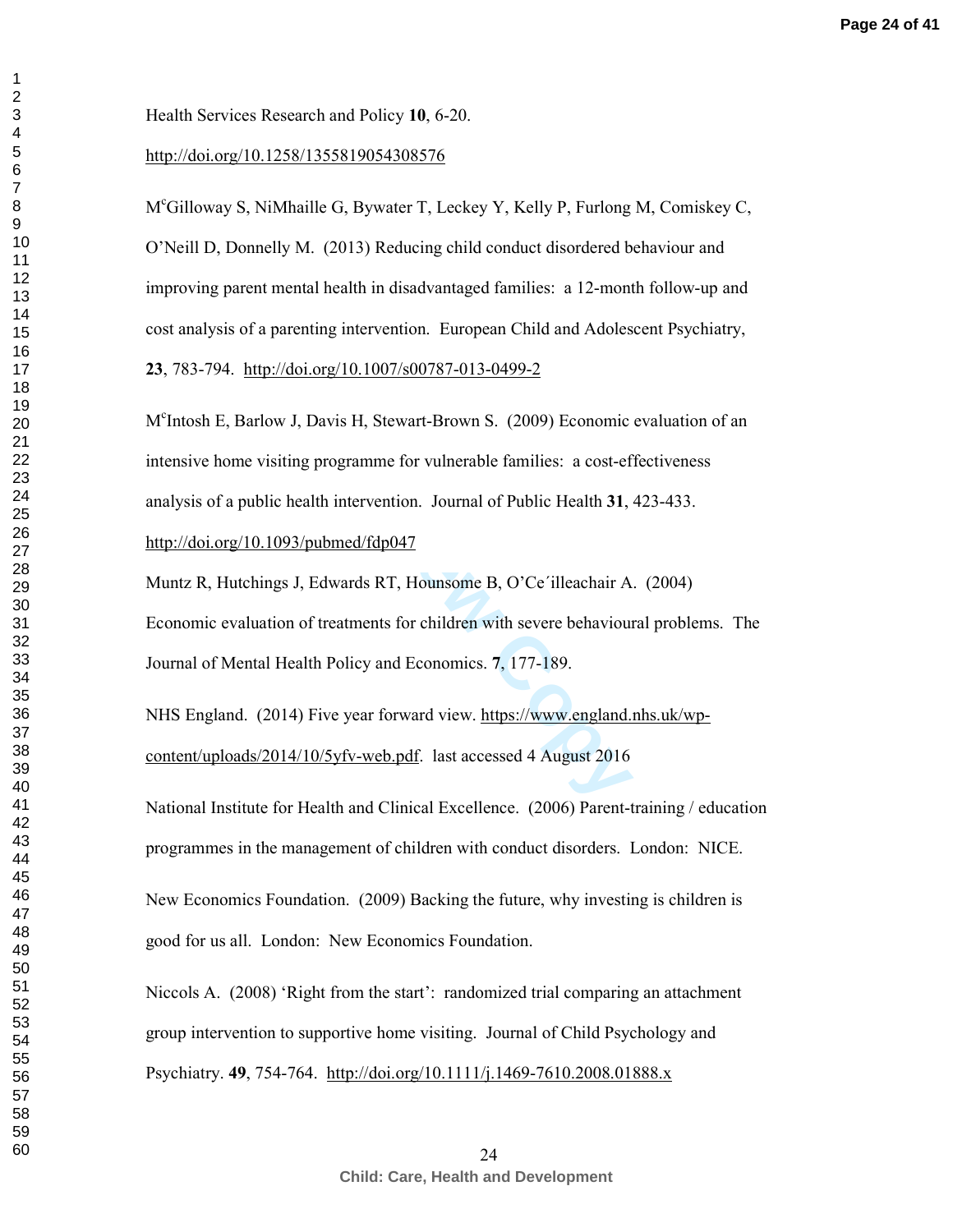Health Services Research and Policy **10**, 6-20.
http://doi.org/10.1258/1355819054308576

M[c]Gilloway S, NiMhaille G, Bywater T, Leckey Y, Kelly P, Furlong M, Comiskey C, O'Neill D, Donnelly M. (2013) Reducing child conduct disordered behaviour and improving parent mental health in disadvantaged families: a 12-month follow-up and cost analysis of a parenting intervention. European Child and Adolescent Psychiatry, **23**, 783-794. http://doi.org/10.1007/s00787-013-0499-2

M[c]Intosh E, Barlow J, Davis H, Stewart-Brown S. (2009) Economic evaluation of an intensive home visiting programme for vulnerable families: a cost-effectiveness analysis of a public health intervention. Journal of Public Health **31**, 423-433. http://doi.org/10.1093/pubmed/fdp047

Muntz R, Hutchings J, Edwards RT, Hounsome B, O'Ce´illeachair A. (2004) Economic evaluation of treatments for children with severe behavioural problems. The Journal of Mental Health Policy and Economics. **7**, 177-189.

NHS England. (2014) Five year forward view. https://www.england.nhs.uk/wp-content/uploads/2014/10/5yfv-web.pdf. last accessed 4 August 2016

National Institute for Health and Clinical Excellence. (2006) Parent-training / education programmes in the management of children with conduct disorders. London: NICE.

New Economics Foundation. (2009) Backing the future, why investing is children is good for us all. London: New Economics Foundation.

Niccols A. (2008) 'Right from the start': randomized trial comparing an attachment group intervention to supportive home visiting. Journal of Child Psychology and Psychiatry. **49**, 754-764. http://doi.org/10.1111/j.1469-7610.2008.01888.x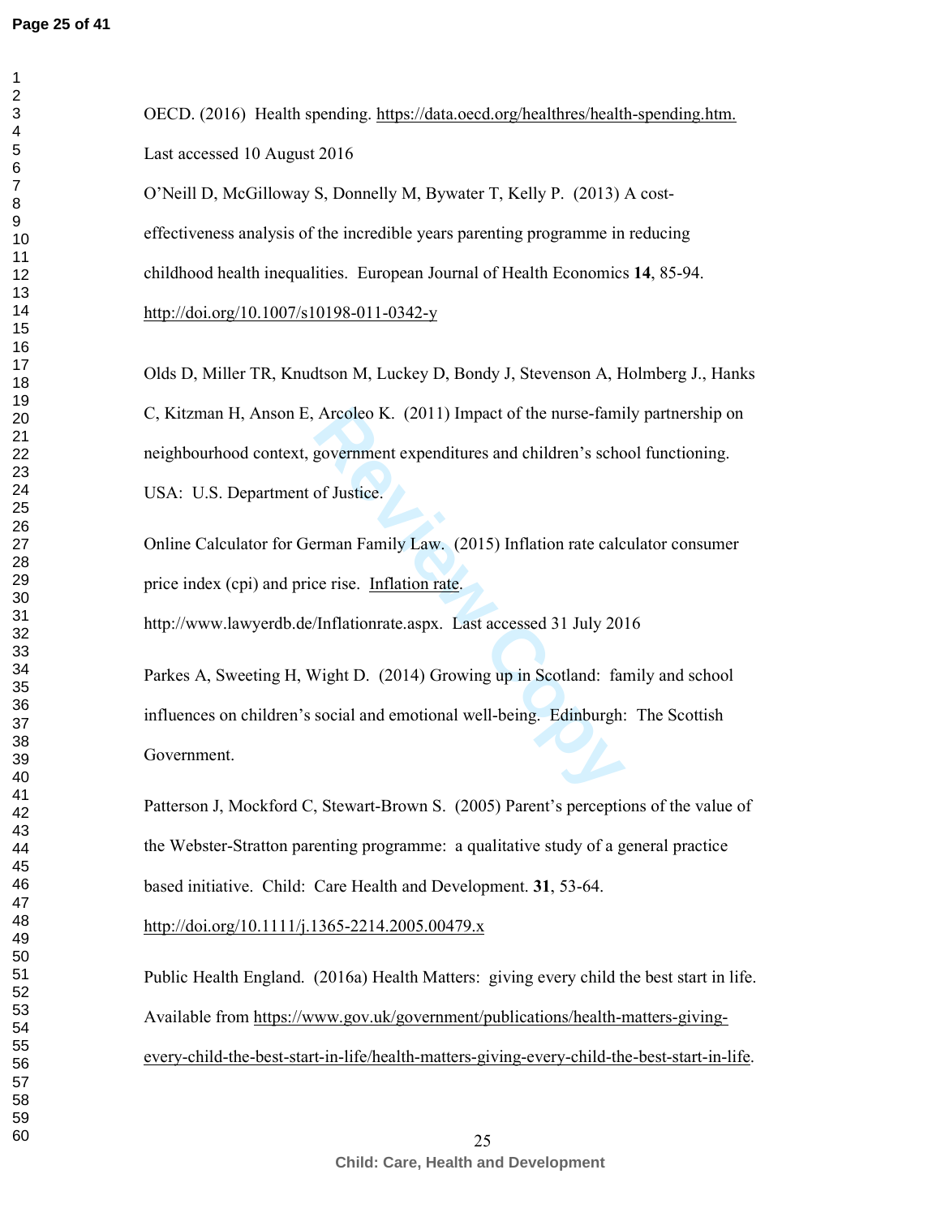OECD. (2016) Health spending. https://data.oecd.org/healthres/health-spending.htm. Last accessed 10 August 2016

O'Neill D, McGilloway S, Donnelly M, Bywater T, Kelly P. (2013) A cost-effectiveness analysis of the incredible years parenting programme in reducing childhood health inequalities. European Journal of Health Economics **14**, 85-94. http://doi.org/10.1007/s10198-011-0342-y

Olds D, Miller TR, Knudtson M, Luckey D, Bondy J, Stevenson A, Holmberg J., Hanks C, Kitzman H, Anson E, Arcoleo K. (2011) Impact of the nurse-family partnership on neighbourhood context, government expenditures and children's school functioning. USA: U.S. Department of Justice.

Online Calculator for German Family Law. (2015) Inflation rate calculator consumer price index (cpi) and price rise. Inflation rate. http://www.lawyerdb.de/Inflationrate.aspx. Last accessed 31 July 2016

Parkes A, Sweeting H, Wight D. (2014) Growing up in Scotland: family and school influences on children's social and emotional well-being. Edinburgh: The Scottish Government.

Patterson J, Mockford C, Stewart-Brown S. (2005) Parent's perceptions of the value of the Webster-Stratton parenting programme: a qualitative study of a general practice based initiative. Child: Care Health and Development. **31**, 53-64. http://doi.org/10.1111/j.1365-2214.2005.00479.x

Public Health England. (2016a) Health Matters: giving every child the best start in life. Available from https://www.gov.uk/government/publications/health-matters-giving-every-child-the-best-start-in-life/health-matters-giving-every-child-the-best-start-in-life.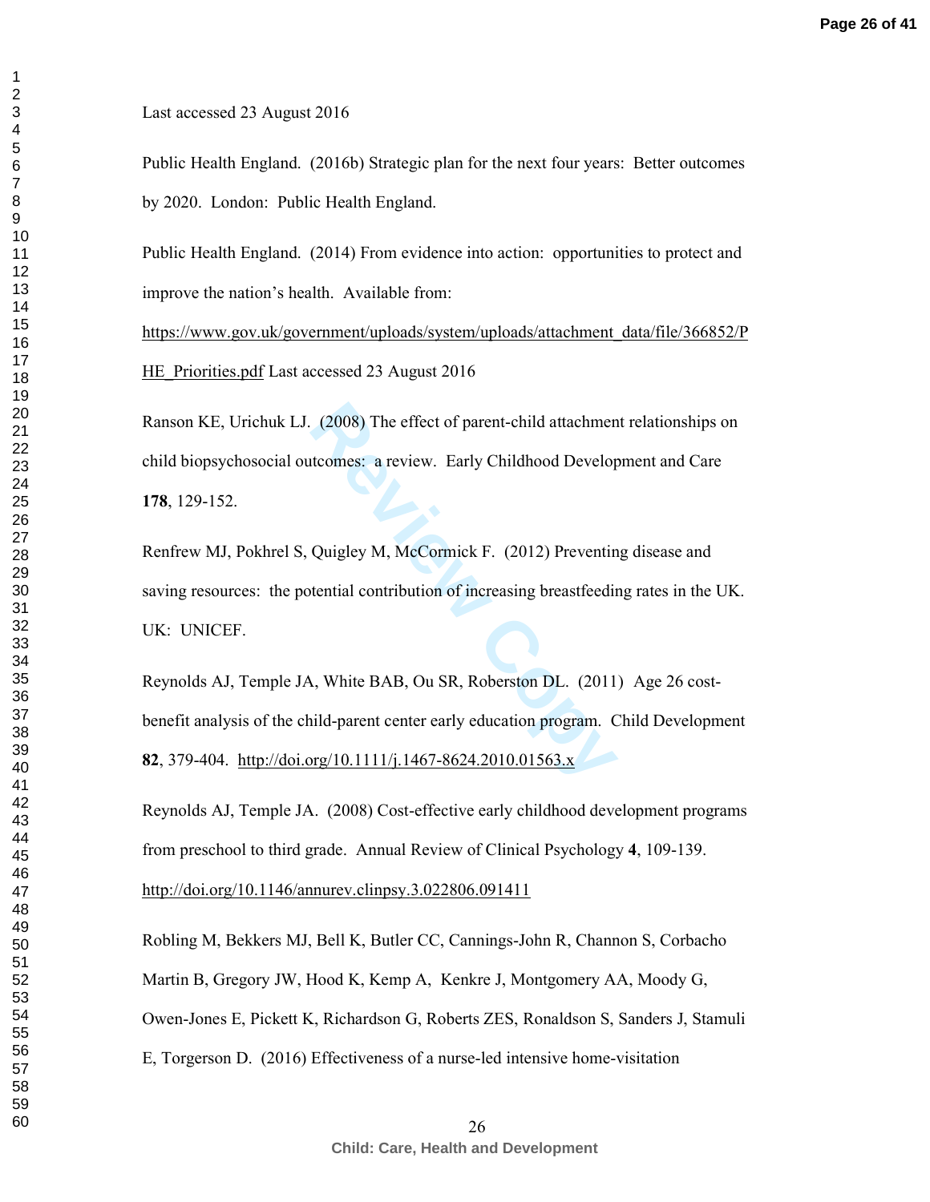Last accessed 23 August 2016

Public Health England. (2016b) Strategic plan for the next four years: Better outcomes by 2020. London: Public Health England.

Public Health England. (2014) From evidence into action: opportunities to protect and improve the nation's health. Available from: https://www.gov.uk/government/uploads/system/uploads/attachment_data/file/366852/PHE_Priorities.pdf Last accessed 23 August 2016

Ranson KE, Urichuk LJ. (2008) The effect of parent-child attachment relationships on child biopsychosocial outcomes: a review. Early Childhood Development and Care **178**, 129-152.

Renfrew MJ, Pokhrel S, Quigley M, McCormick F. (2012) Preventing disease and saving resources: the potential contribution of increasing breastfeeding rates in the UK. UK: UNICEF.

Reynolds AJ, Temple JA, White BAB, Ou SR, Roberston DL. (2011) Age 26 cost-benefit analysis of the child-parent center early education program. Child Development **82**, 379-404. http://doi.org/10.1111/j.1467-8624.2010.01563.x

Reynolds AJ, Temple JA. (2008) Cost-effective early childhood development programs from preschool to third grade. Annual Review of Clinical Psychology **4**, 109-139. http://doi.org/10.1146/annurev.clinpsy.3.022806.091411

Robling M, Bekkers MJ, Bell K, Butler CC, Cannings-John R, Channon S, Corbacho Martin B, Gregory JW, Hood K, Kemp A, Kenkre J, Montgomery AA, Moody G, Owen-Jones E, Pickett K, Richardson G, Roberts ZES, Ronaldson S, Sanders J, Stamuli E, Torgerson D. (2016) Effectiveness of a nurse-led intensive home-visitation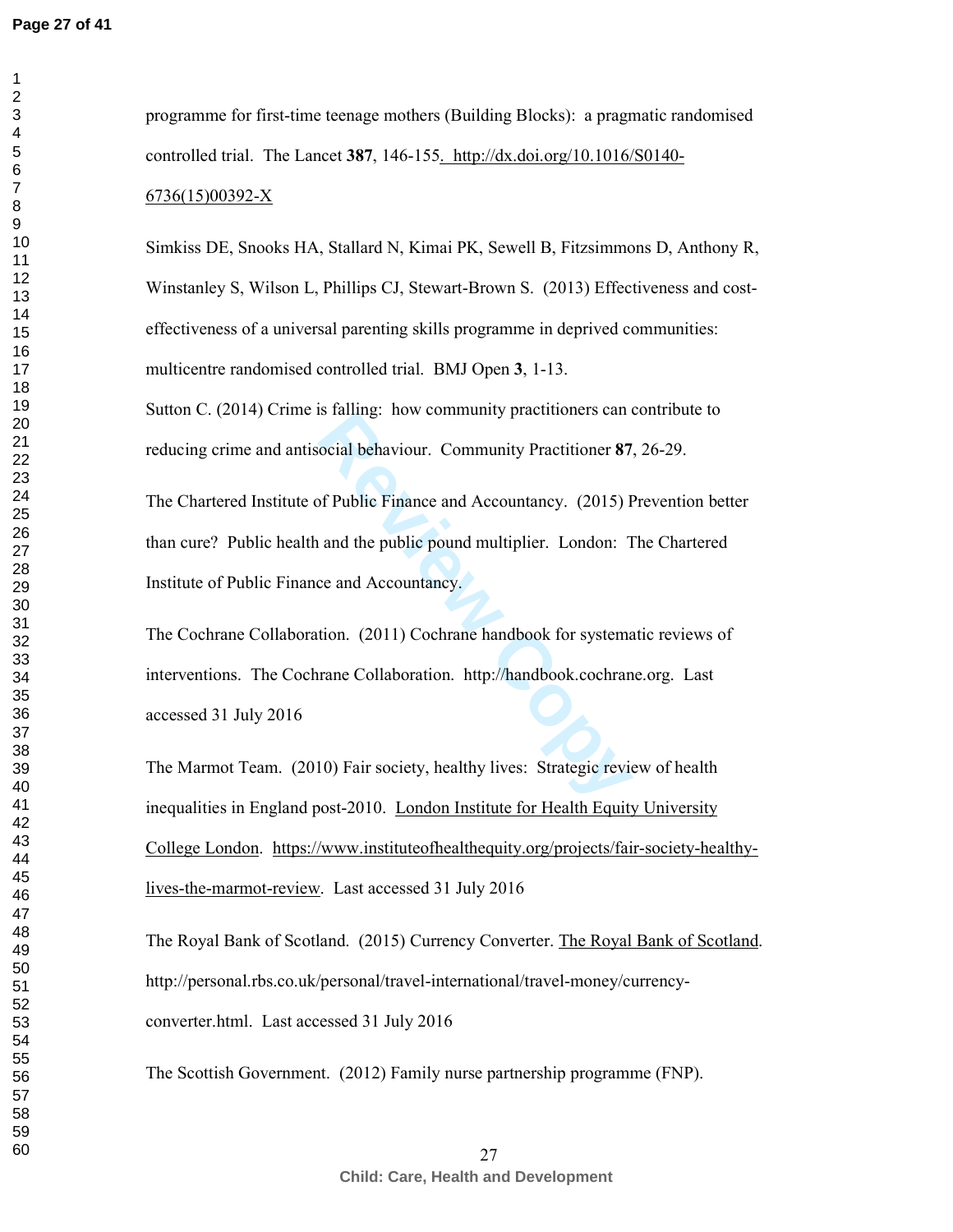programme for first-time teenage mothers (Building Blocks): a pragmatic randomised controlled trial. The Lancet **387**, 146-155. http://dx.doi.org/10.1016/S0140-6736(15)00392-X

Simkiss DE, Snooks HA, Stallard N, Kimai PK, Sewell B, Fitzsimmons D, Anthony R, Winstanley S, Wilson L, Phillips CJ, Stewart-Brown S. (2013) Effectiveness and cost-effectiveness of a universal parenting skills programme in deprived communities: multicentre randomised controlled trial. BMJ Open **3**, 1-13.

Sutton C. (2014) Crime is falling: how community practitioners can contribute to reducing crime and antisocial behaviour. Community Practitioner **87**, 26-29.

The Chartered Institute of Public Finance and Accountancy. (2015) Prevention better than cure? Public health and the public pound multiplier. London: The Chartered Institute of Public Finance and Accountancy.

The Cochrane Collaboration. (2011) Cochrane handbook for systematic reviews of interventions. The Cochrane Collaboration. http://handbook.cochrane.org. Last accessed 31 July 2016

The Marmot Team. (2010) Fair society, healthy lives: Strategic review of health inequalities in England post-2010. London Institute for Health Equity University College London. https://www.instituteofhealthequity.org/projects/fair-society-healthy-lives-the-marmot-review. Last accessed 31 July 2016

The Royal Bank of Scotland. (2015) Currency Converter. The Royal Bank of Scotland. http://personal.rbs.co.uk/personal/travel-international/travel-money/currency-converter.html. Last accessed 31 July 2016

The Scottish Government. (2012) Family nurse partnership programme (FNP).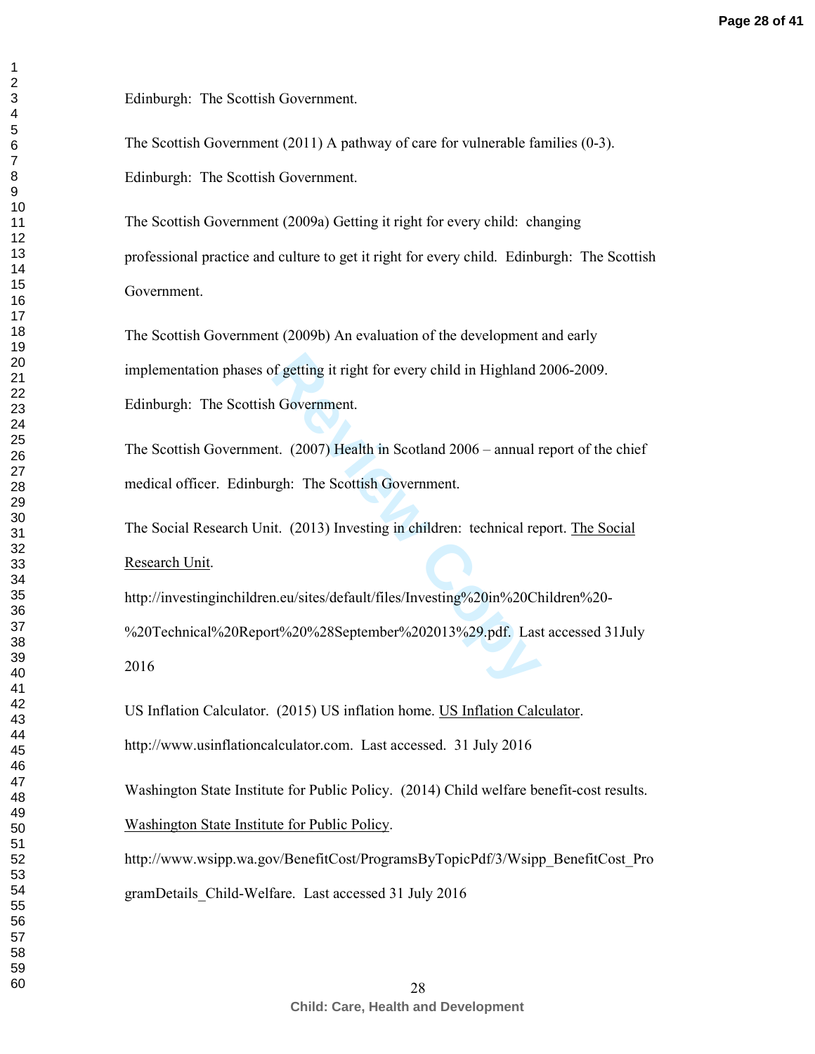Edinburgh: The Scottish Government.

The Scottish Government (2011) A pathway of care for vulnerable families (0-3). Edinburgh: The Scottish Government.

The Scottish Government (2009a) Getting it right for every child: changing professional practice and culture to get it right for every child. Edinburgh: The Scottish Government.

The Scottish Government (2009b) An evaluation of the development and early implementation phases of getting it right for every child in Highland 2006-2009. Edinburgh: The Scottish Government.

The Scottish Government. (2007) Health in Scotland 2006 – annual report of the chief medical officer. Edinburgh: The Scottish Government.

The Social Research Unit. (2013) Investing in children: technical report. The Social Research Unit. http://investinginchildren.eu/sites/default/files/Investing%20in%20Children%20-%20Technical%20Report%20%28September%202013%29.pdf. Last accessed 31July 2016

US Inflation Calculator. (2015) US inflation home. US Inflation Calculator. http://www.usinflationcalculator.com. Last accessed. 31 July 2016

Washington State Institute for Public Policy. (2014) Child welfare benefit-cost results. Washington State Institute for Public Policy. http://www.wsipp.wa.gov/BenefitCost/ProgramsByTopicPdf/3/Wsipp_BenefitCost_ProgramDetails_Child-Welfare. Last accessed 31 July 2016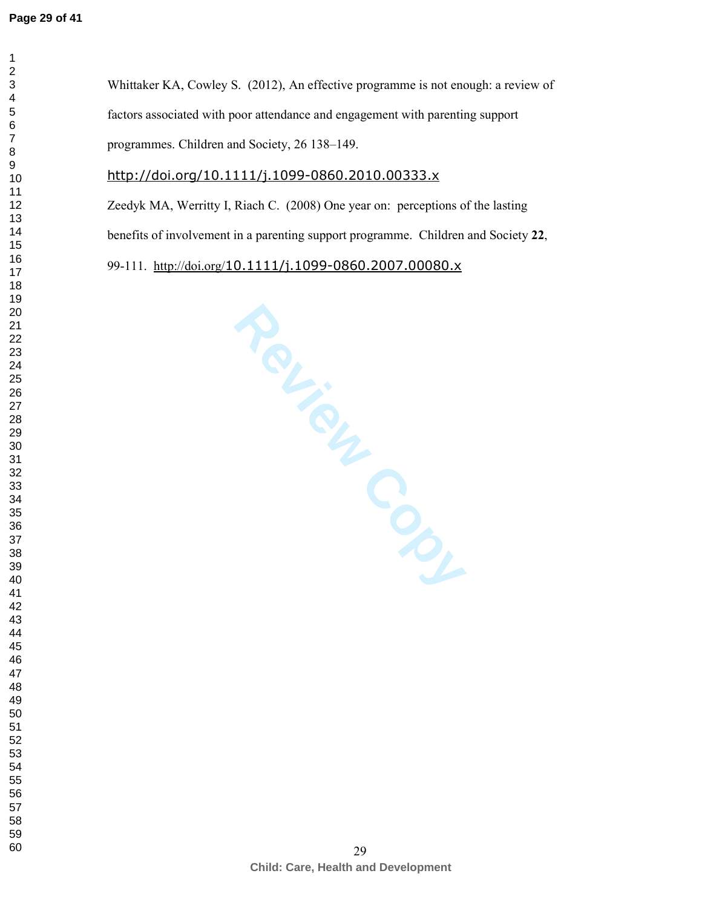Whittaker KA, Cowley S. (2012), An effective programme is not enough: a review of factors associated with poor attendance and engagement with parenting support programmes. Children and Society, 26 138–149.

http://doi.org/10.1111/j.1099-0860.2010.00333.x

Zeedyk MA, Werritty I, Riach C. (2008) One year on: perceptions of the lasting benefits of involvement in a parenting support programme. Children and Society **22**, 99-111. http://doi.org/10.1111/j.1099-0860.2007.00080.x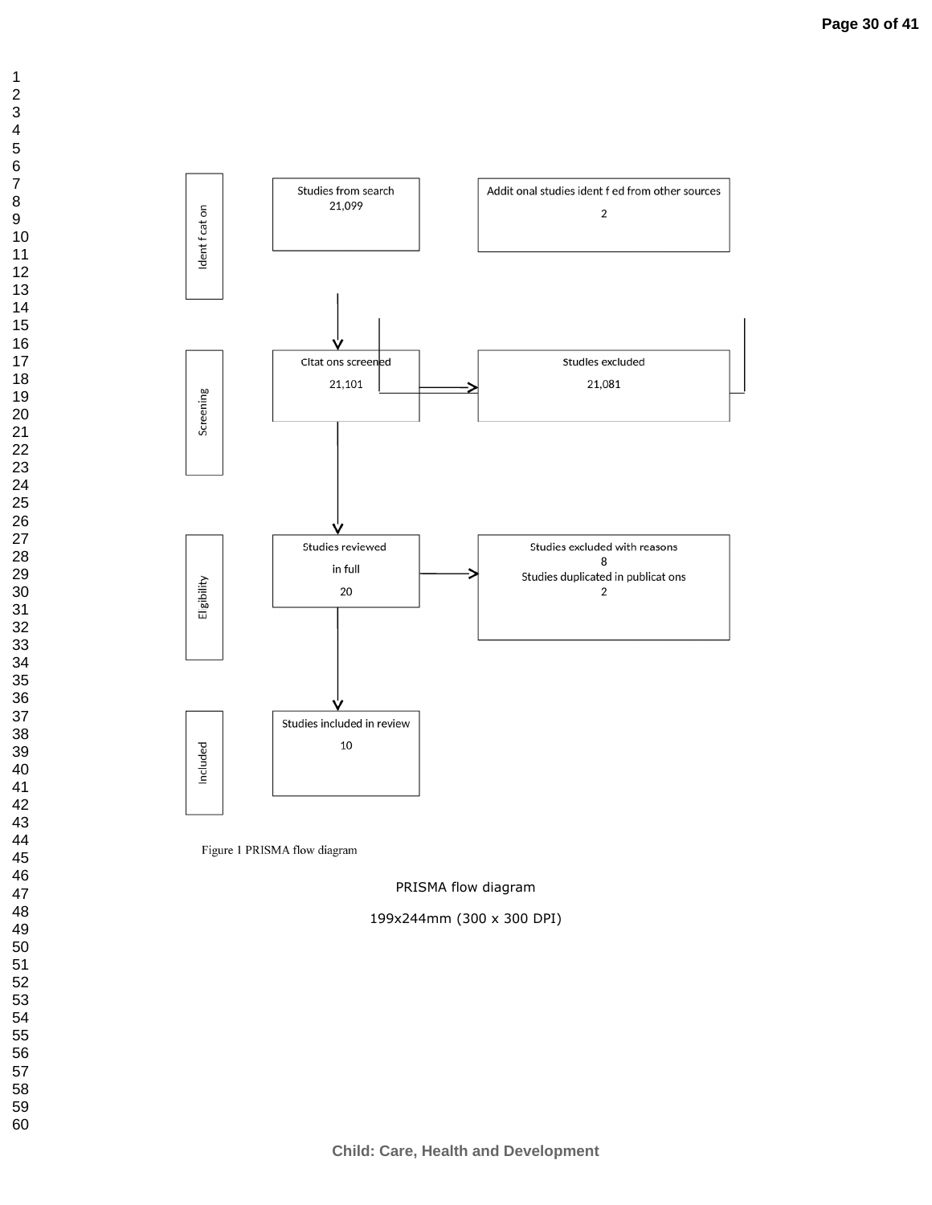Identification

Studies from search
21,099

Additional studies identified from other sources
2

Screening

Citations screened
21,101

Studies excluded
21,081

Eligibility

Studies reviewed in full
20

Studies excluded with reasons
8
Studies duplicated in publications
2

Included

Studies included in review
10

Figure 1 PRISMA flow diagram

PRISMA flow diagram

199x244mm (300 x 300 DPI)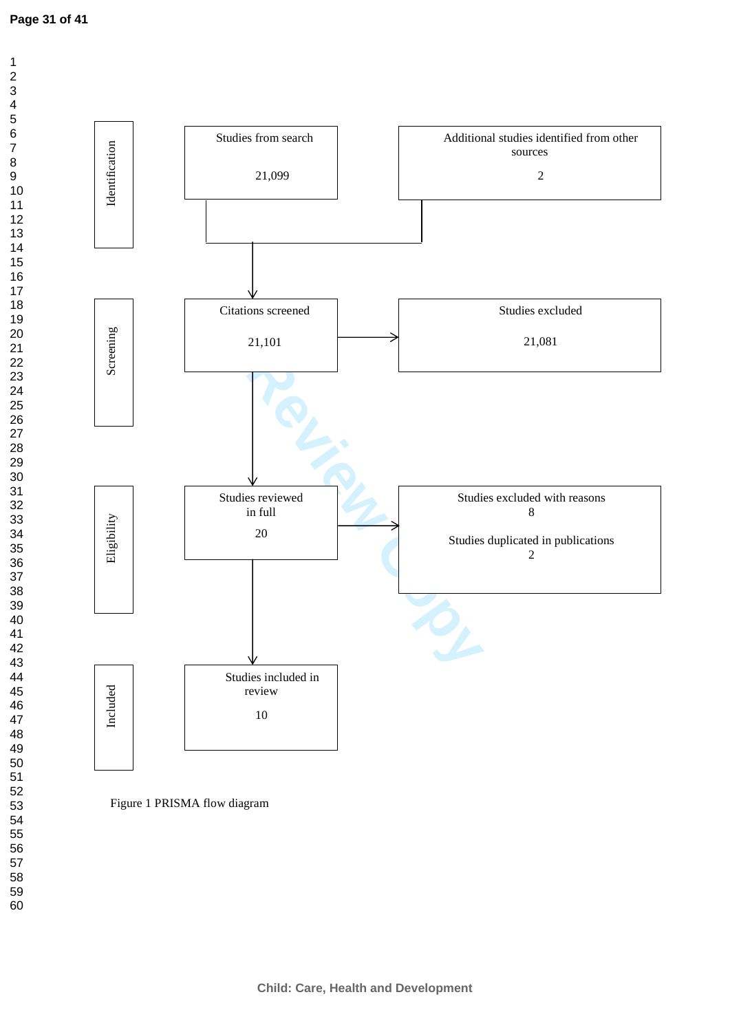**Identification**

Studies from search

21,099

Additional studies identified from other sources

2

**Screening**

Citations screened

21,101

Studies excluded

21,081

**Eligibility**

Studies reviewed in full

20

Studies excluded with reasons

8

Studies duplicated in publications

2

**Included**

Studies included in review

10

Figure 1 PRISMA flow diagram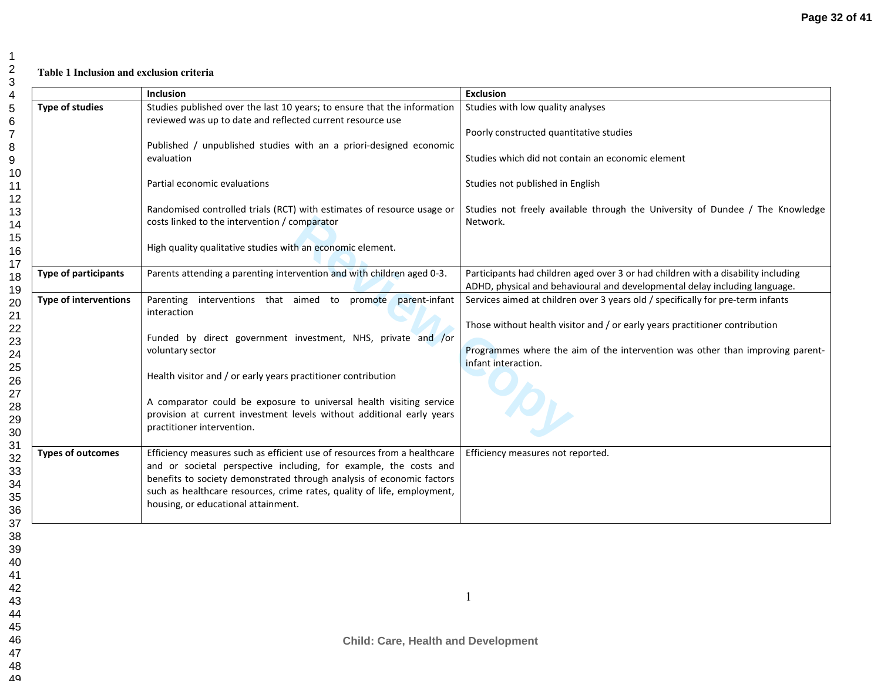**Table 1 Inclusion and exclusion criteria**

| | Inclusion | Exclusion |
|---|---|---|
| **Type of studies** | Studies published over the last 10 years; to ensure that the information reviewed was up to date and reflected current resource use<br><br>Published / unpublished studies with an a priori-designed economic evaluation<br><br>Partial economic evaluations<br><br>Randomised controlled trials (RCT) with estimates of resource usage or costs linked to the intervention / comparator<br><br>High quality qualitative studies with an economic element. | Studies with low quality analyses<br><br>Poorly constructed quantitative studies<br><br>Studies which did not contain an economic element<br><br>Studies not published in English<br><br>Studies not freely available through the University of Dundee / The Knowledge Network. |
| **Type of participants** | Parents attending a parenting intervention and with children aged 0-3. | Participants had children aged over 3 or had children with a disability including ADHD, physical and behavioural and developmental delay including language. |
| **Type of interventions** | Parenting interventions that aimed to promote parent-infant interaction<br><br>Funded by direct government investment, NHS, private and /or voluntary sector<br><br>Health visitor and / or early years practitioner contribution<br><br>A comparator could be exposure to universal health visiting service provision at current investment levels without additional early years practitioner intervention. | Services aimed at children over 3 years old / specifically for pre-term infants<br><br>Those without health visitor and / or early years practitioner contribution<br><br>Programmes where the aim of the intervention was other than improving parent-infant interaction. |
| **Types of outcomes** | Efficiency measures such as efficient use of resources from a healthcare and or societal perspective including, for example, the costs and benefits to society demonstrated through analysis of economic factors such as healthcare resources, crime rates, quality of life, employment, housing, or educational attainment. | Efficiency measures not reported. |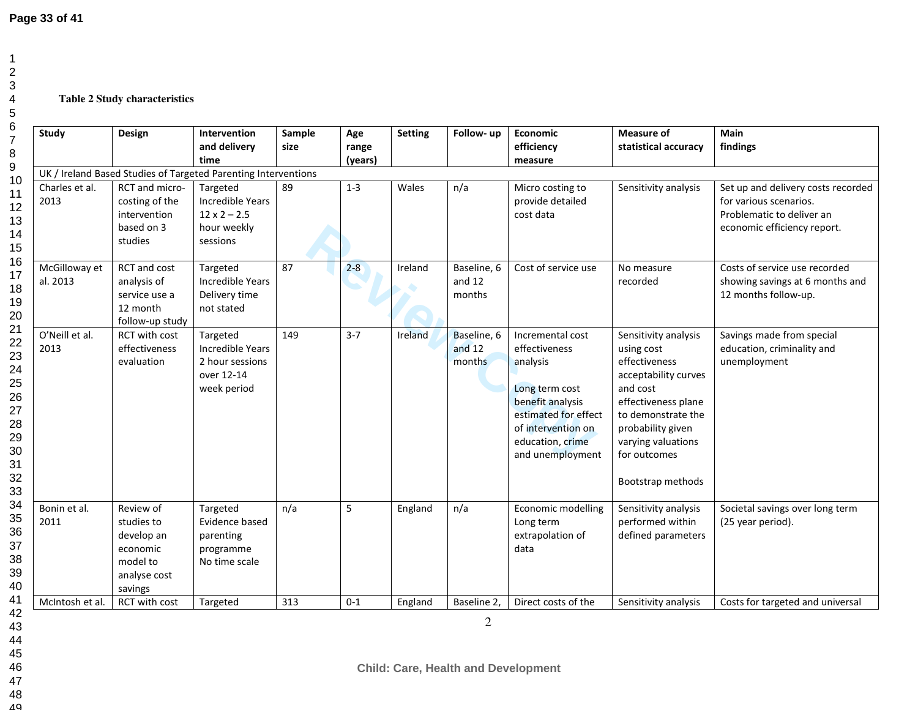**Table 2 Study characteristics**

| Study | Design | Intervention and delivery time | Sample size | Age range (years) | Setting | Follow- up | Economic efficiency measure | Measure of statistical accuracy | Main findings |
|---|---|---|---|---|---|---|---|---|---|
| UK / Ireland Based Studies of Targeted Parenting Interventions | | | | | | | | | |
| Charles et al. 2013 | RCT and micro-costing of the intervention based on 3 studies | Targeted Incredible Years 12 x 2 – 2.5 hour weekly sessions | 89 | 1-3 | Wales | n/a | Micro costing to provide detailed cost data | Sensitivity analysis | Set up and delivery costs recorded for various scenarios. Problematic to deliver an economic efficiency report. |
| McGilloway et al. 2013 | RCT and cost analysis of service use a 12 month follow-up study | Targeted Incredible Years Delivery time not stated | 87 | 2-8 | Ireland | Baseline, 6 and 12 months | Cost of service use | No measure recorded | Costs of service use recorded showing savings at 6 months and 12 months follow-up. |
| O'Neill et al. 2013 | RCT with cost effectiveness evaluation | Targeted Incredible Years 2 hour sessions over 12-14 week period | 149 | 3-7 | Ireland | Baseline, 6 and 12 months | Incremental cost effectiveness analysis<br><br>Long term cost benefit analysis estimated for effect of intervention on education, crime and unemployment | Sensitivity analysis using cost effectiveness acceptability curves and cost effectiveness plane to demonstrate the probability given varying valuations for outcomes<br><br>Bootstrap methods | Savings made from special education, criminality and unemployment |
| Bonin et al. 2011 | Review of studies to develop an economic model to analyse cost savings | Targeted Evidence based parenting programme No time scale | n/a | 5 | England | n/a | Economic modelling Long term extrapolation of data | Sensitivity analysis performed within defined parameters | Societal savings over long term (25 year period). |
| McIntosh et al. | RCT with cost | Targeted | 313 | 0-1 | England | Baseline 2, | Direct costs of the | Sensitivity analysis | Costs for targeted and universal |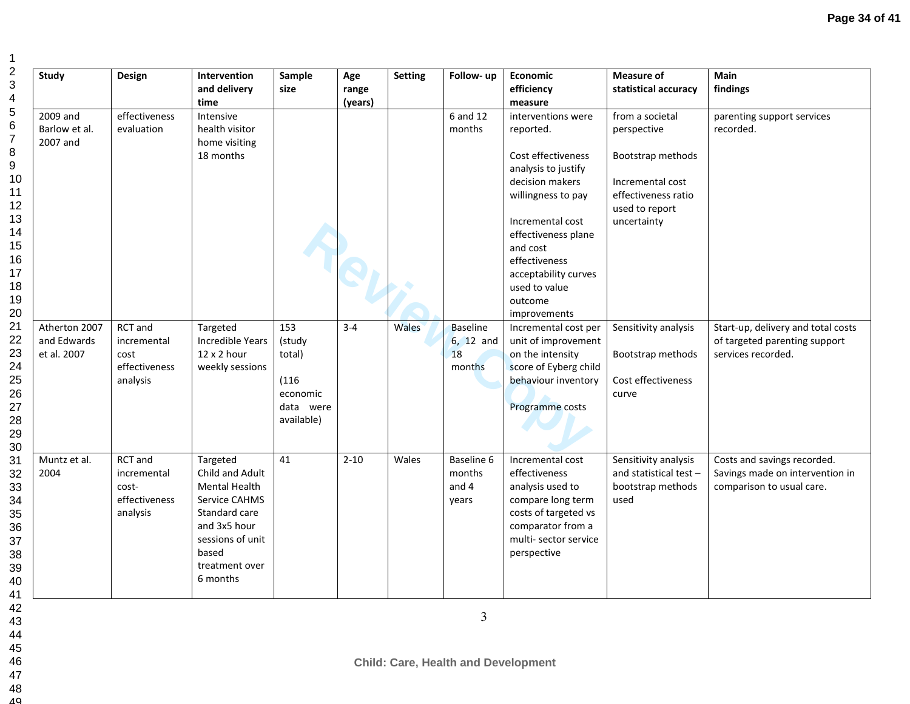| Study | Design | Intervention and delivery time | Sample size | Age range (years) | Setting | Follow- up | Economic efficiency measure | Measure of statistical accuracy | Main findings |
|---|---|---|---|---|---|---|---|---|---|
| 2009 and Barlow et al. 2007 and | effectiveness evaluation | Intensive health visitor home visiting 18 months | | | | 6 and 12 months | interventions were reported.<br><br>Cost effectiveness analysis to justify decision makers willingness to pay<br><br>Incremental cost effectiveness plane and cost effectiveness acceptability curves used to value outcome improvements | from a societal perspective<br><br>Bootstrap methods<br><br>Incremental cost effectiveness ratio used to report uncertainty | parenting support services recorded. |
| Atherton 2007 and Edwards et al. 2007 | RCT and incremental cost effectiveness analysis | Targeted Incredible Years 12 x 2 hour weekly sessions | 153 (study total)<br><br>(116 economic data were available) | 3-4 | Wales | Baseline 6, 12 and 18 months | Incremental cost per unit of improvement on the intensity score of Eyberg child behaviour inventory<br><br>Programme costs | Sensitivity analysis<br><br>Bootstrap methods<br><br>Cost effectiveness curve | Start-up, delivery and total costs of targeted parenting support services recorded. |
| Muntz et al. 2004 | RCT and incremental cost-effectiveness analysis | Targeted Child and Adult Mental Health Service CAHMS Standard care and 3x5 hour sessions of unit based treatment over 6 months | 41 | 2-10 | Wales | Baseline 6 months and 4 years | Incremental cost effectiveness analysis used to compare long term costs of targeted vs comparator from a multi- sector service perspective | Sensitivity analysis and statistical test – bootstrap methods used | Costs and savings recorded. Savings made on intervention in comparison to usual care. |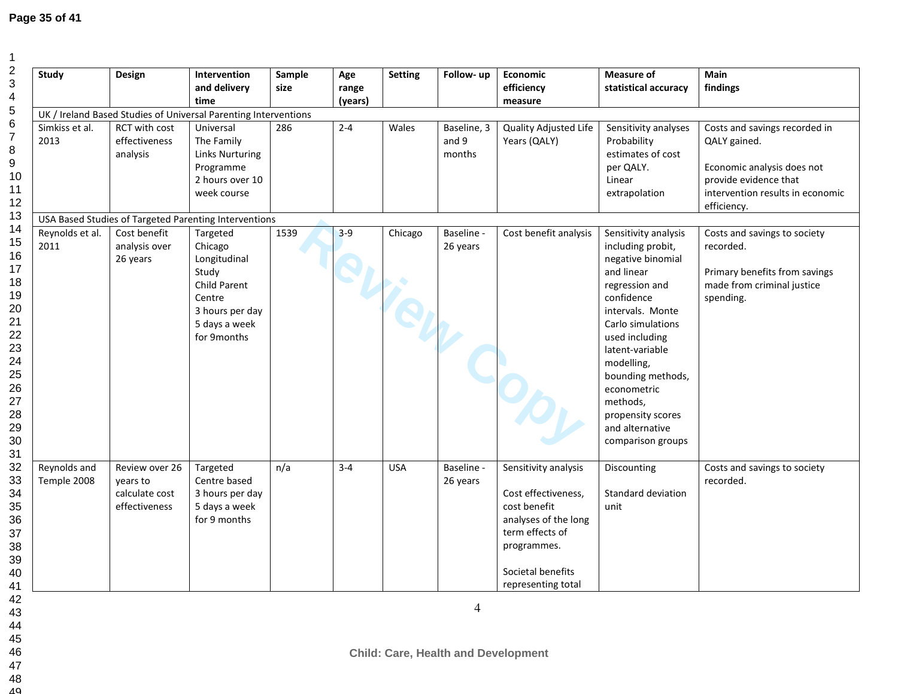| Study | Design | Intervention and delivery time | Sample size | Age range (years) | Setting | Follow- up | Economic efficiency measure | Measure of statistical accuracy | Main findings |
|---|---|---|---|---|---|---|---|---|---|
| UK / Ireland Based Studies of Universal Parenting Interventions | | | | | | | | | |
| Simkiss et al. 2013 | RCT with cost effectiveness analysis | Universal<br>The Family Links Nurturing Programme<br>2 hours over 10 week course | 286 | 2-4 | Wales | Baseline, 3 and 9 months | Quality Adjusted Life Years (QALY) | Sensitivity analyses<br>Probability estimates of cost per QALY.<br>Linear extrapolation | Costs and savings recorded in QALY gained.<br><br>Economic analysis does not provide evidence that intervention results in economic efficiency. |
| USA Based Studies of Targeted Parenting Interventions | | | | | | | | | |
| Reynolds et al. 2011 | Cost benefit analysis over 26 years | Targeted<br>Chicago Longitudinal Study<br>Child Parent Centre<br>3 hours per day<br>5 days a week<br>for 9months | 1539 | 3-9 | Chicago | Baseline - 26 years | Cost benefit analysis | Sensitivity analysis including probit, negative binomial and linear regression and confidence intervals. Monte Carlo simulations used including latent-variable modelling, bounding methods, econometric methods, propensity scores and alternative comparison groups | Costs and savings to society recorded.<br><br>Primary benefits from savings made from criminal justice spending. |
| Reynolds and Temple 2008 | Review over 26 years to calculate cost effectiveness | Targeted<br>Centre based<br>3 hours per day<br>5 days a week<br>for 9 months | n/a | 3-4 | USA | Baseline - 26 years | Sensitivity analysis<br><br>Cost effectiveness, cost benefit analyses of the long term effects of programmes.<br><br>Societal benefits representing total | Discounting<br><br>Standard deviation unit | Costs and savings to society recorded. |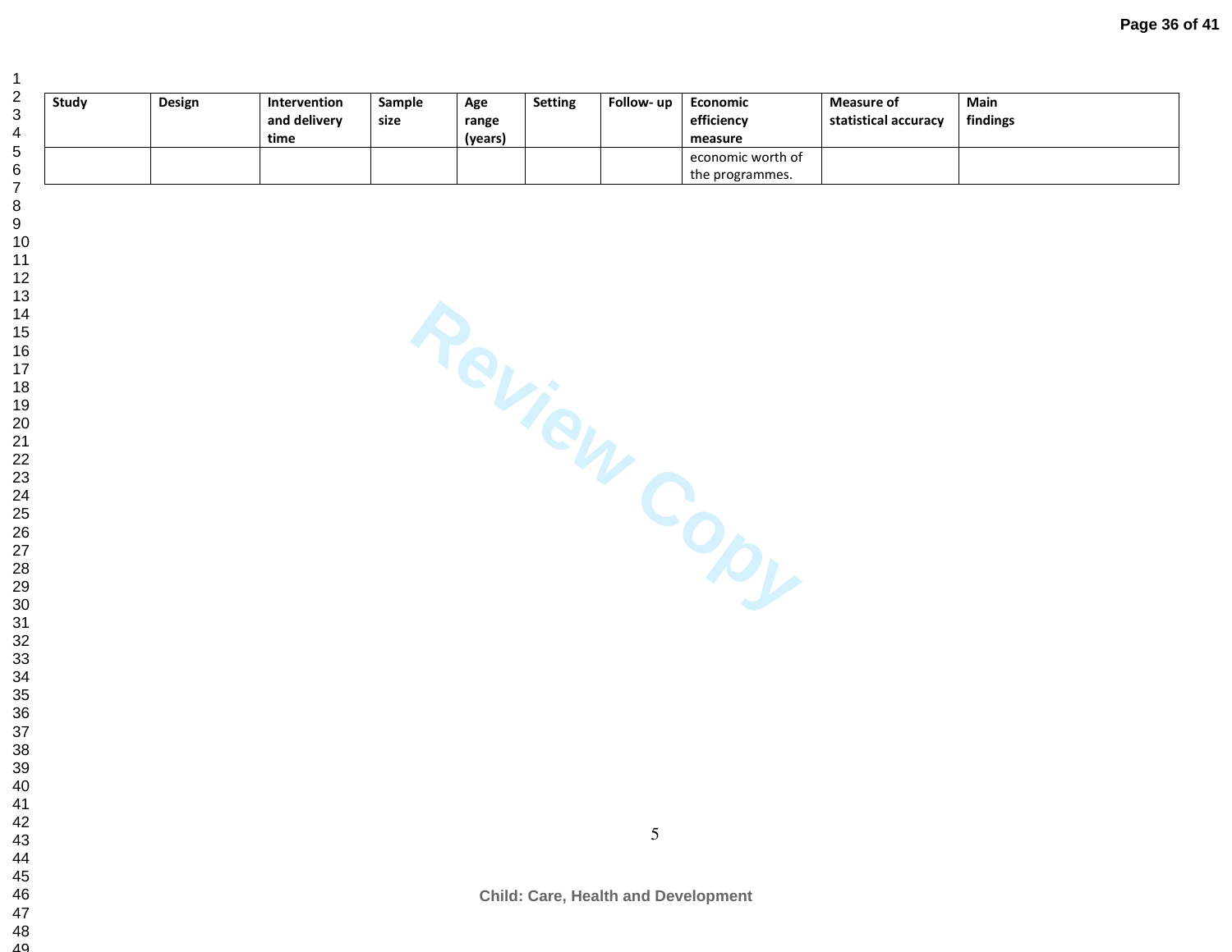| Study | Design | Intervention and delivery time | Sample size | Age range (years) | Setting | Follow- up | Economic efficiency measure | Measure of statistical accuracy | Main findings |
|---|---|---|---|---|---|---|---|---|---|
| | | | | | | | economic worth of the programmes. | | |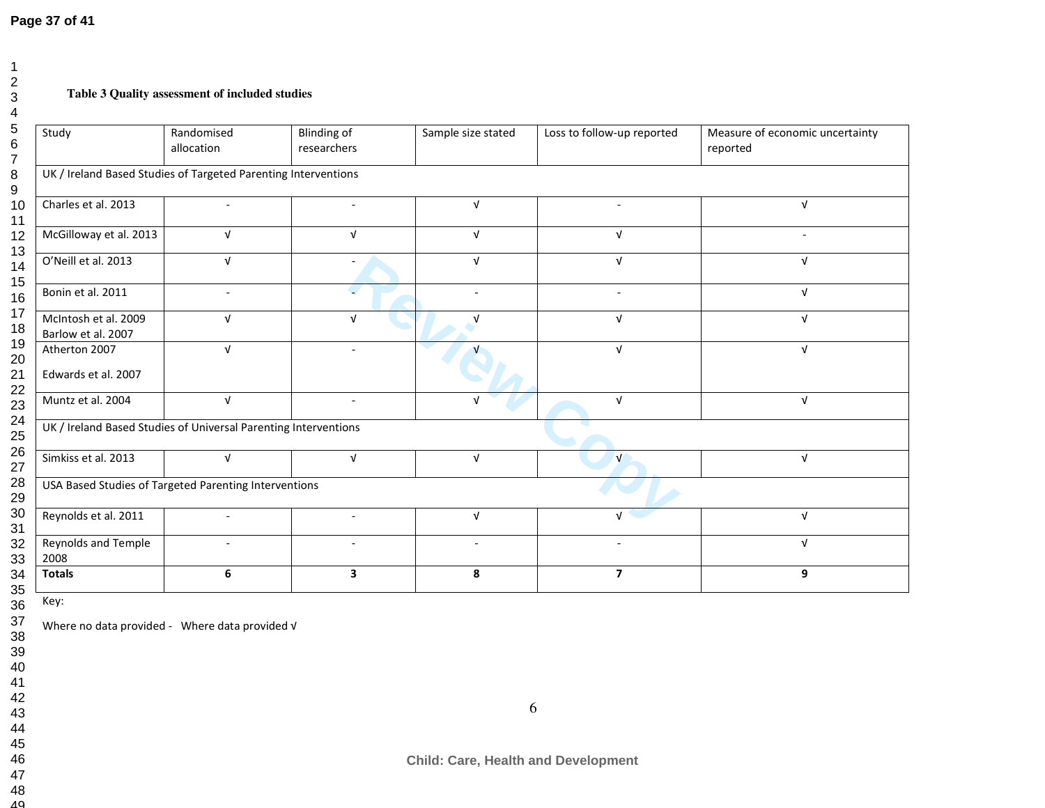**Table 3 Quality assessment of included studies**

| Study | Randomised allocation | Blinding of researchers | Sample size stated | Loss to follow-up reported | Measure of economic uncertainty reported |
|---|---|---|---|---|---|
| UK / Ireland Based Studies of Targeted Parenting Interventions | | | | | |
| Charles et al. 2013 | - | - | √ | - | √ |
| McGilloway et al. 2013 | √ | √ | √ | √ | - |
| O'Neill et al. 2013 | √ | - | √ | √ | √ |
| Bonin et al. 2011 | - | - | - | - | √ |
| McIntosh et al. 2009 Barlow et al. 2007 | √ | √ | √ | √ | √ |
| Atherton 2007 Edwards et al. 2007 | √ | - | √ | √ | √ |
| Muntz et al. 2004 | √ | - | √ | √ | √ |
| UK / Ireland Based Studies of Universal Parenting Interventions | | | | | |
| Simkiss et al. 2013 | √ | √ | √ | √ | √ |
| USA Based Studies of Targeted Parenting Interventions | | | | | |
| Reynolds et al. 2011 | - | - | √ | √ | √ |
| Reynolds and Temple 2008 | - | - | - | - | √ |
| **Totals** | **6** | **3** | **8** | **7** | **9** |

Key:

Where no data provided - Where data provided √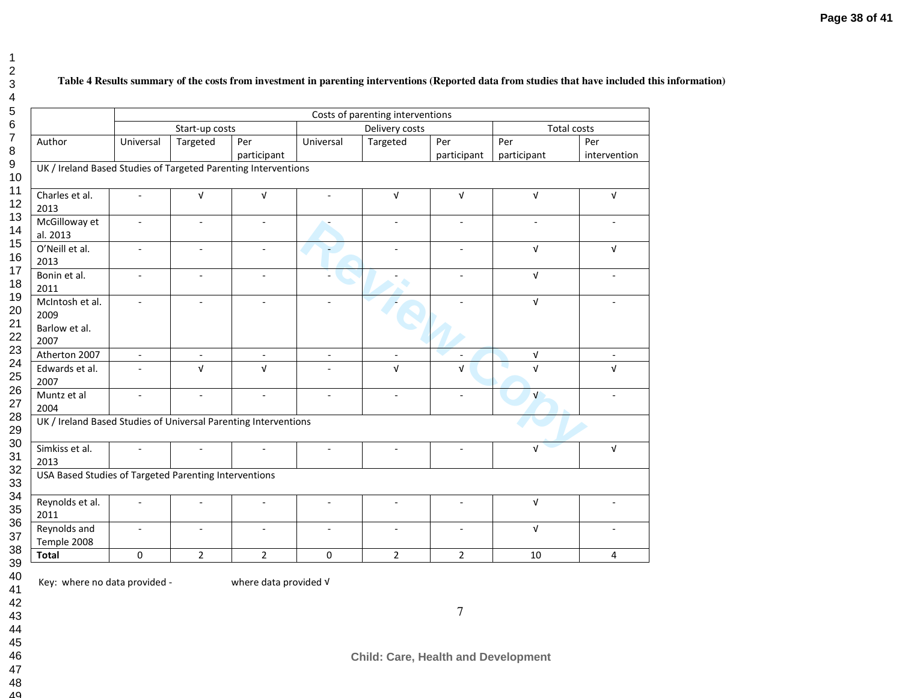**Table 4 Results summary of the costs from investment in parenting interventions (Reported data from studies that have included this information)**

| | Costs of parenting interventions | | | | | | | |
|---|---|---|---|---|---|---|---|---|
| | Start-up costs | | | Delivery costs | | | Total costs | |
| Author | Universal | Targeted | Per participant | Universal | Targeted | Per participant | Per participant | Per intervention |
| UK / Ireland Based Studies of Targeted Parenting Interventions | | | | | | | | |
| Charles et al. 2013 | - | √ | √ | - | √ | √ | √ | √ |
| McGilloway et al. 2013 | - | - | - | - | - | - | - | - |
| O'Neill et al. 2013 | - | - | - | - | - | - | √ | √ |
| Bonin et al. 2011 | - | - | - | - | - | - | √ | - |
| McIntosh et al. 2009 Barlow et al. 2007 | - | - | - | - | - | - | √ | - |
| Atherton 2007 | - | - | - | - | - | - | √ | - |
| Edwards et al. 2007 | - | √ | √ | - | √ | √ | √ | √ |
| Muntz et al 2004 | - | - | - | - | - | - | √ | - |
| UK / Ireland Based Studies of Universal Parenting Interventions | | | | | | | | |
| Simkiss et al. 2013 | - | - | - | - | - | - | √ | √ |
| USA Based Studies of Targeted Parenting Interventions | | | | | | | | |
| Reynolds et al. 2011 | - | - | - | - | - | - | √ | - |
| Reynolds and Temple 2008 | - | - | - | - | - | - | √ | - |
| **Total** | 0 | 2 | 2 | 0 | 2 | 2 | 10 | 4 |

Key: where no data provided - where data provided √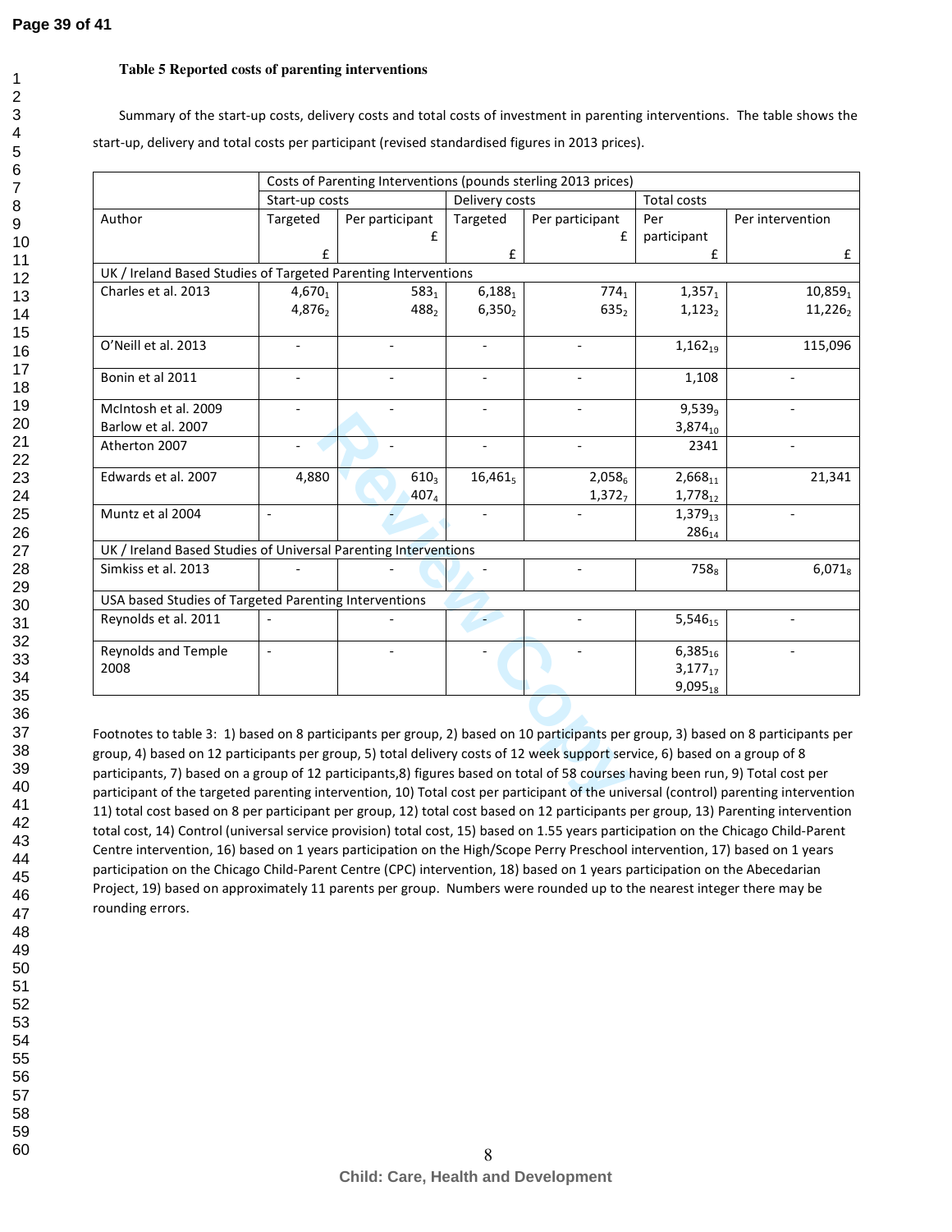**Table 5 Reported costs of parenting interventions**

Summary of the start-up costs, delivery costs and total costs of investment in parenting interventions. The table shows the start-up, delivery and total costs per participant (revised standardised figures in 2013 prices).

| | Costs of Parenting Interventions (pounds sterling 2013 prices) | | | | | |
|---|---|---|---|---|---|---|
| | Start-up costs | | Delivery costs | | Total costs | |
| Author | Targeted £ | Per participant £ | Targeted £ | Per participant £ | Per participant £ | Per intervention £ |
| UK / Ireland Based Studies of Targeted Parenting Interventions | | | | | | |
| Charles et al. 2013 | 4,670[1] 4,876[2] | 583[1] 488[2] | 6,188[1] 6,350[2] | 774[1] 635[2] | 1,357[1] 1,123[2] | 10,859[1] 11,226[2] |
| O'Neill et al. 2013 | - | - | - | - | 1,162[19] | 115,096 |
| Bonin et al 2011 | - | - | - | - | 1,108 | - |
| McIntosh et al. 2009 Barlow et al. 2007 | - | - | - | - | 9,539[9] 3,874[10] | - |
| Atherton 2007 | - | - | - | - | 2341 | - |
| Edwards et al. 2007 | 4,880 | 610[3] 407[4] | 16,461[5] | 2,058[6] 1,372[7] | 2,668[11] 1,778[12] | 21,341 |
| Muntz et al 2004 | - | - | - | - | 1,379[13] 286[14] | - |
| UK / Ireland Based Studies of Universal Parenting Interventions | | | | | | |
| Simkiss et al. 2013 | - | - | - | - | 758[8] | 6,071[8] |
| USA based Studies of Targeted Parenting Interventions | | | | | | |
| Reynolds et al. 2011 | - | - | - | - | 5,546[15] | - |
| Reynolds and Temple 2008 | - | - | - | - | 6,385[16] 3,177[17] 9,095[18] | - |

Footnotes to table 3: 1) based on 8 participants per group, 2) based on 10 participants per group, 3) based on 8 participants per group, 4) based on 12 participants per group, 5) total delivery costs of 12 week support service, 6) based on a group of 8 participants, 7) based on a group of 12 participants,8) figures based on total of 58 courses having been run, 9) Total cost per participant of the targeted parenting intervention, 10) Total cost per participant of the universal (control) parenting intervention 11) total cost based on 8 per participant per group, 12) total cost based on 12 participants per group, 13) Parenting intervention total cost, 14) Control (universal service provision) total cost, 15) based on 1.55 years participation on the Chicago Child-Parent Centre intervention, 16) based on 1 years participation on the High/Scope Perry Preschool intervention, 17) based on 1 years participation on the Chicago Child-Parent Centre (CPC) intervention, 18) based on 1 years participation on the Abecedarian Project, 19) based on approximately 11 parents per group. Numbers were rounded up to the nearest integer there may be rounding errors.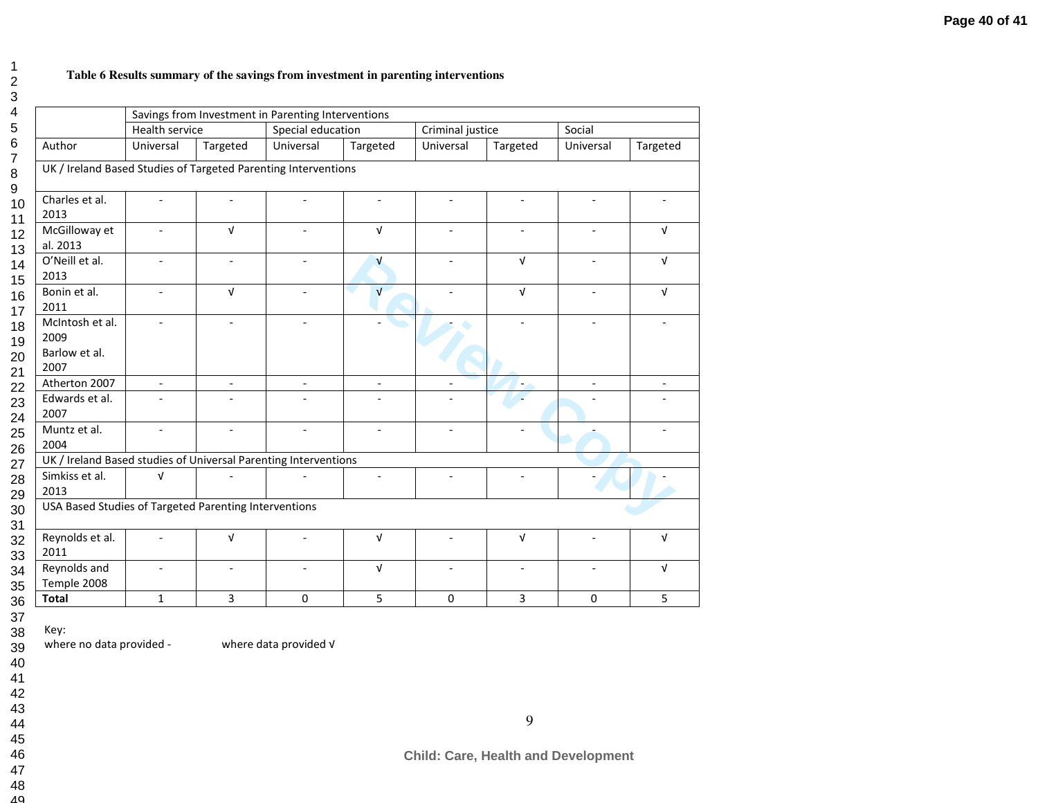**Table 6 Results summary of the savings from investment in parenting interventions**

| | Savings from Investment in Parenting Interventions | | | | | | | |
|---|---|---|---|---|---|---|---|---|
| | Health service | | Special education | | Criminal justice | | Social | |
| Author | Universal | Targeted | Universal | Targeted | Universal | Targeted | Universal | Targeted |
| UK / Ireland Based Studies of Targeted Parenting Interventions | | | | | | | | |
| Charles et al. 2013 | - | - | - | - | - | - | - | - |
| McGilloway et al. 2013 | - | √ | - | √ | - | - | - | √ |
| O'Neill et al. 2013 | - | - | - | √ | - | √ | - | √ |
| Bonin et al. 2011 | - | √ | - | √ | - | √ | - | √ |
| McIntosh et al. 2009 Barlow et al. 2007 | - | - | - | - | - | - | - | - |
| Atherton 2007 | - | - | - | - | - | - | - | - |
| Edwards et al. 2007 | - | - | - | - | - | - | - | - |
| Muntz et al. 2004 | - | - | - | - | - | - | - | - |
| UK / Ireland Based studies of Universal Parenting Interventions | | | | | | | | |
| Simkiss et al. 2013 | √ | - | - | - | - | - | - | - |
| USA Based Studies of Targeted Parenting Interventions | | | | | | | | |
| Reynolds et al. 2011 | - | √ | - | √ | - | √ | - | √ |
| Reynolds and Temple 2008 | - | - | - | √ | - | - | - | √ |
| **Total** | 1 | 3 | 0 | 5 | 0 | 3 | 0 | 5 |

Key:
where no data provided -     where data provided √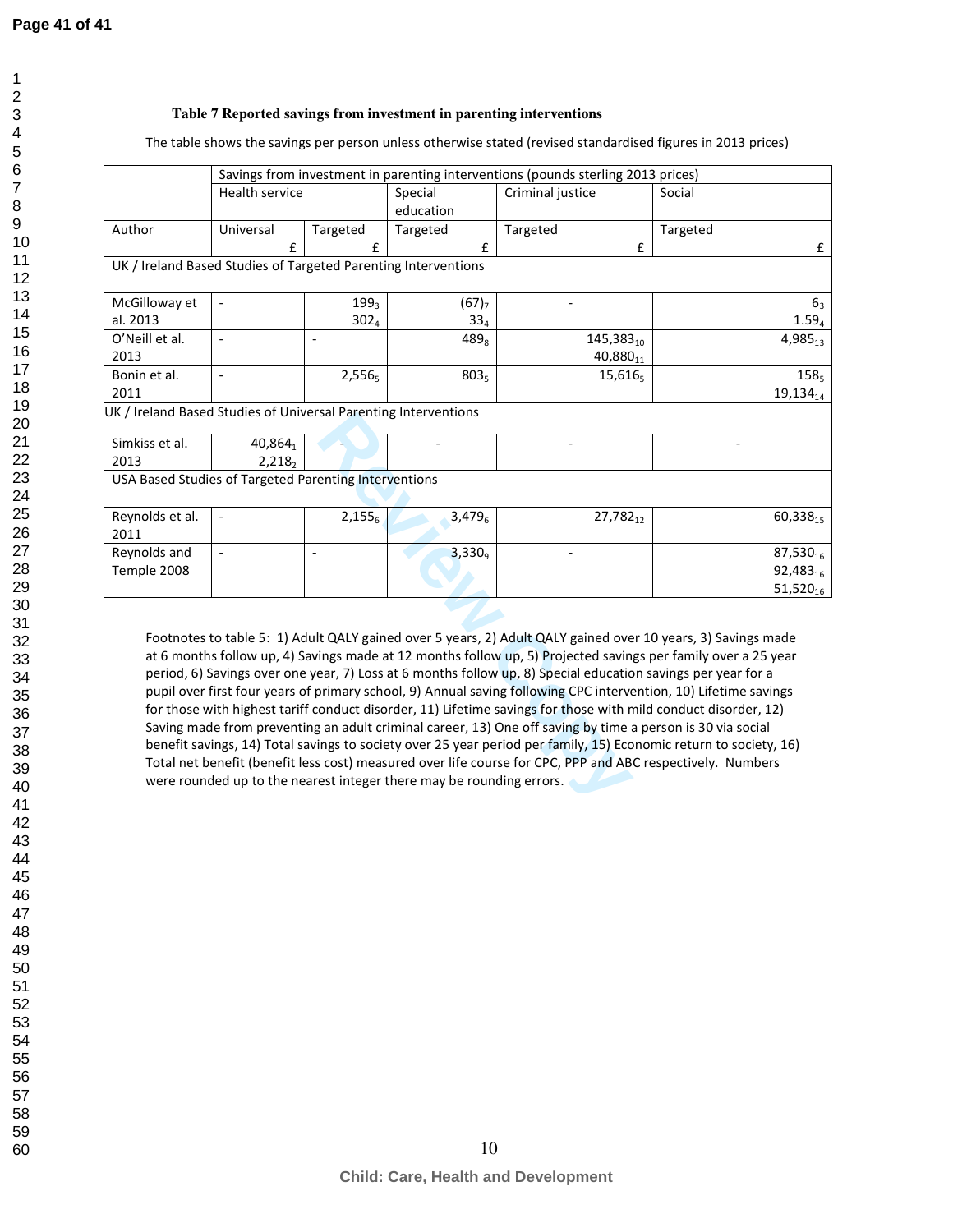**Table 7 Reported savings from investment in parenting interventions**

The table shows the savings per person unless otherwise stated (revised standardised figures in 2013 prices)

| | Savings from investment in parenting interventions (pounds sterling 2013 prices) | | | | |
|---|---|---|---|---|---|
| | Health service | | Special education | Criminal justice | Social |
| Author | Universal £ | Targeted £ | Targeted £ | Targeted £ | Targeted £ |
| UK / Ireland Based Studies of Targeted Parenting Interventions | | | | | |
| McGilloway et al. 2013 | - | 199 [3] 302 [4] | (67) [7] 33 [4] | - | 6 [3] 1.59 [4] |
| O'Neill et al. 2013 | - | - | 489 [8] | 145,383 [10] 40,880 [11] | 4,985 [13] |
| Bonin et al. 2011 | - | 2,556 [5] | 803 [5] | 15,616 [5] | 158 [5] 19,134 [14] |
| UK / Ireland Based Studies of Universal Parenting Interventions | | | | | |
| Simkiss et al. 2013 | 40,864 [1] 2,218 [2] | - | - | - | - |
| USA Based Studies of Targeted Parenting Interventions | | | | | |
| Reynolds et al. 2011 | - | 2,155 [6] | 3,479 [6] | 27,782 [12] | 60,338 [15] |
| Reynolds and Temple 2008 | - | - | 3,330 [9] | - | 87,530 [16] 92,483 [16] 51,520 [16] |

Footnotes to table 5: 1) Adult QALY gained over 5 years, 2) Adult QALY gained over 10 years, 3) Savings made at 6 months follow up, 4) Savings made at 12 months follow up, 5) Projected savings per family over a 25 year period, 6) Savings over one year, 7) Loss at 6 months follow up, 8) Special education savings per year for a pupil over first four years of primary school, 9) Annual saving following CPC intervention, 10) Lifetime savings for those with highest tariff conduct disorder, 11) Lifetime savings for those with mild conduct disorder, 12) Saving made from preventing an adult criminal career, 13) One off saving by time a person is 30 via social benefit savings, 14) Total savings to society over 25 year period per family, 15) Economic return to society, 16) Total net benefit (benefit less cost) measured over life course for CPC, PPP and ABC respectively. Numbers were rounded up to the nearest integer there may be rounding errors.